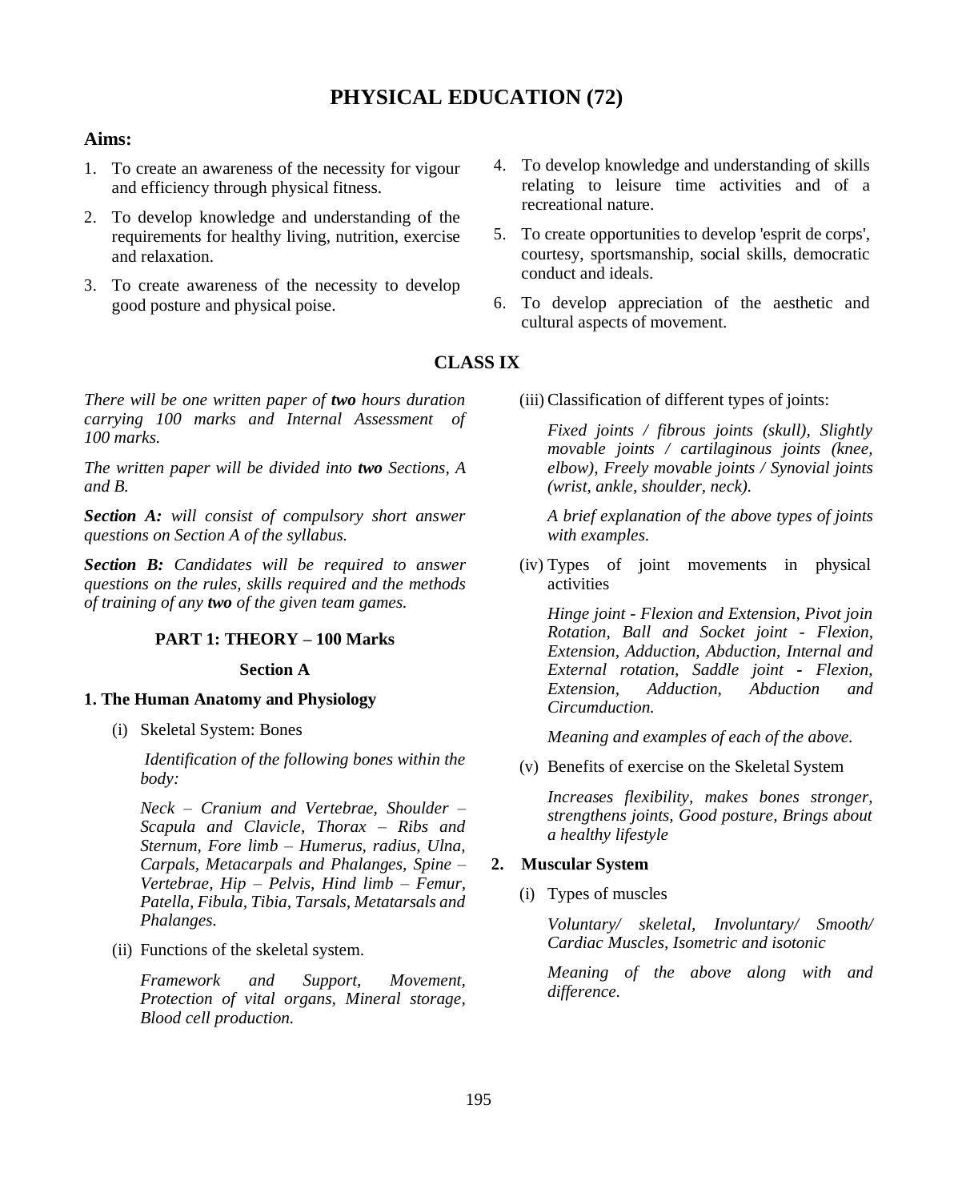# PHYSICAL EDUCATION (72)

**Aims:**

1. To create an awareness of the necessity for vigour and efficiency through physical fitness.
2. To develop knowledge and understanding of the requirements for healthy living, nutrition, exercise and relaxation.
3. To create awareness of the necessity to develop good posture and physical poise.
4. To develop knowledge and understanding of skills relating to leisure time activities and of a recreational nature.
5. To create opportunities to develop 'esprit de corps', courtesy, sportsmanship, social skills, democratic conduct and ideals.
6. To develop appreciation of the aesthetic and cultural aspects of movement.

## CLASS IX

*There will be one written paper of **two** hours duration carrying 100 marks and Internal Assessment of 100 marks.*

*The written paper will be divided into **two** Sections, A and B.*

***Section A:** will consist of compulsory short answer questions on Section A of the syllabus.*

***Section B:** Candidates will be required to answer questions on the rules, skills required and the methods of training of any **two** of the given team games.*

### PART 1: THEORY – 100 Marks

#### Section A

**1. The Human Anatomy and Physiology**

(i) Skeletal System: Bones

*Identification of the following bones within the body:*

*Neck – Cranium and Vertebrae, Shoulder – Scapula and Clavicle, Thorax – Ribs and Sternum, Fore limb – Humerus, radius, Ulna, Carpals, Metacarpals and Phalanges, Spine – Vertebrae, Hip – Pelvis, Hind limb – Femur, Patella, Fibula, Tibia, Tarsals, Metatarsals and Phalanges.*

(ii) Functions of the skeletal system.

*Framework and Support, Movement, Protection of vital organs, Mineral storage, Blood cell production.*

(iii) Classification of different types of joints:

*Fixed joints / fibrous joints (skull), Slightly movable joints / cartilaginous joints (knee, elbow), Freely movable joints / Synovial joints (wrist, ankle, shoulder, neck).*

*A brief explanation of the above types of joints with examples.*

(iv) Types of joint movements in physical activities

*Hinge joint - Flexion and Extension, Pivot join Rotation, Ball and Socket joint - Flexion, Extension, Adduction, Abduction, Internal and External rotation, Saddle joint - Flexion, Extension, Adduction, Abduction and Circumduction.*

*Meaning and examples of each of the above.*

(v) Benefits of exercise on the Skeletal System

*Increases flexibility, makes bones stronger, strengthens joints, Good posture, Brings about a healthy lifestyle*

**2. Muscular System**

(i) Types of muscles

*Voluntary/ skeletal, Involuntary/ Smooth/ Cardiac Muscles, Isometric and isotonic*

*Meaning of the above along with and difference.*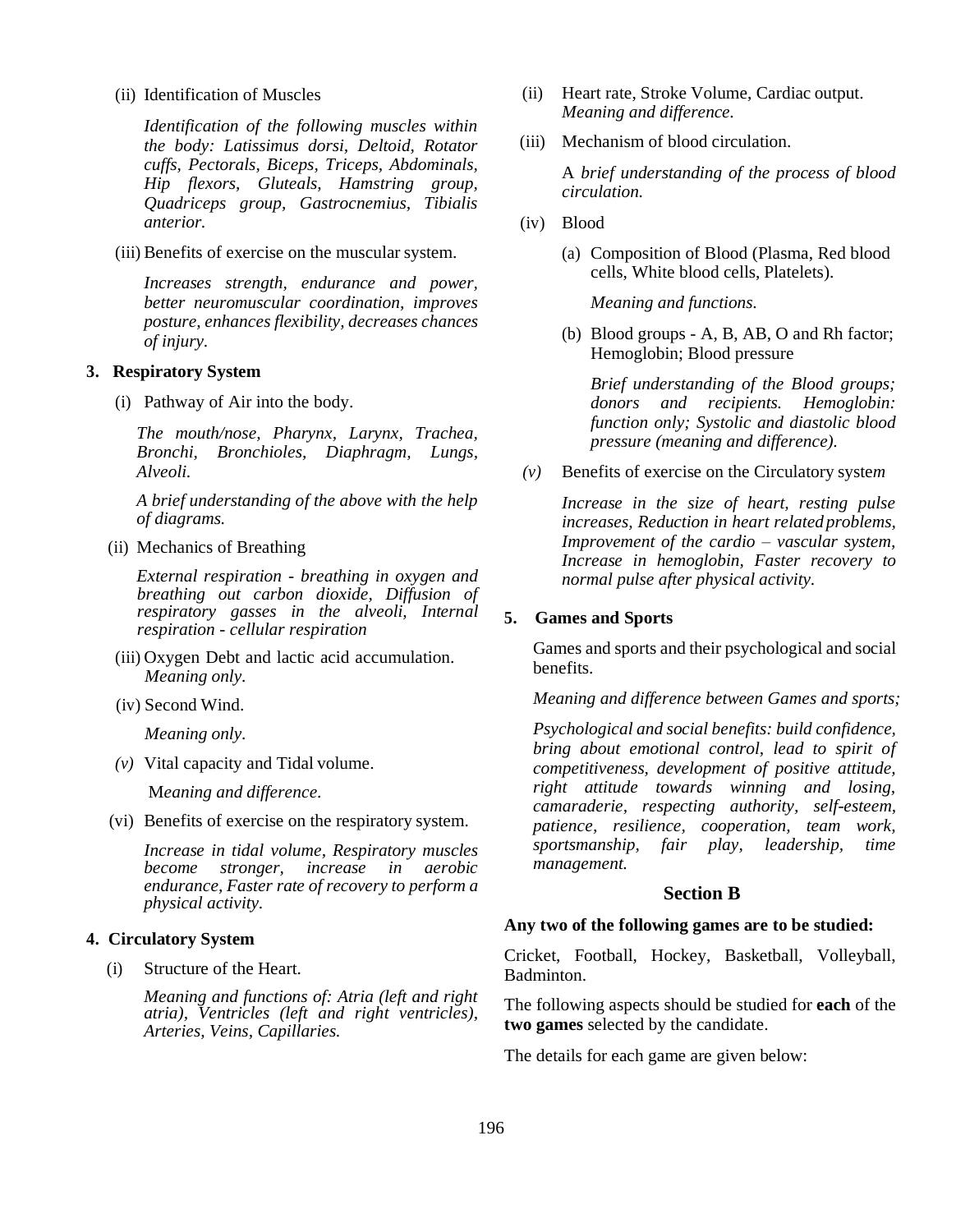(ii) Identification of Muscles

*Identification of the following muscles within the body: Latissimus dorsi, Deltoid, Rotator cuffs, Pectorals, Biceps, Triceps, Abdominals, Hip flexors, Gluteals, Hamstring group, Quadriceps group, Gastrocnemius, Tibialis anterior.*

(iii) Benefits of exercise on the muscular system.

*Increases strength, endurance and power, better neuromuscular coordination, improves posture, enhances flexibility, decreases chances of injury.*

**3. Respiratory System**

(i) Pathway of Air into the body.

*The mouth/nose, Pharynx, Larynx, Trachea, Bronchi, Bronchioles, Diaphragm, Lungs, Alveoli.*

*A brief understanding of the above with the help of diagrams.*

(ii) Mechanics of Breathing

*External respiration - breathing in oxygen and breathing out carbon dioxide, Diffusion of respiratory gasses in the alveoli, Internal respiration - cellular respiration*

(iii) Oxygen Debt and lactic acid accumulation. *Meaning only.*

(iv) Second Wind.

*Meaning only.*

*(v)* Vital capacity and Tidal volume.

*Meaning and difference.*

(vi) Benefits of exercise on the respiratory system.

*Increase in tidal volume, Respiratory muscles become stronger, increase in aerobic endurance, Faster rate of recovery to perform a physical activity.*

**4. Circulatory System**

(i) Structure of the Heart.

*Meaning and functions of: Atria (left and right atria), Ventricles (left and right ventricles), Arteries, Veins, Capillaries.*

(ii) Heart rate, Stroke Volume, Cardiac output. *Meaning and difference.*

(iii) Mechanism of blood circulation.

A *brief understanding of the process of blood circulation.*

(iv) Blood

(a) Composition of Blood (Plasma, Red blood cells, White blood cells, Platelets).

*Meaning and functions.*

(b) Blood groups - A, B, AB, O and Rh factor; Hemoglobin; Blood pressure

*Brief understanding of the Blood groups; donors and recipients. Hemoglobin: function only; Systolic and diastolic blood pressure (meaning and difference).*

*(v)* Benefits of exercise on the Circulatory system

*Increase in the size of heart, resting pulse increases, Reduction in heart related problems, Improvement of the cardio – vascular system, Increase in hemoglobin, Faster recovery to normal pulse after physical activity.*

**5. Games and Sports**

Games and sports and their psychological and social benefits.

*Meaning and difference between Games and sports;*

*Psychological and social benefits: build confidence, bring about emotional control, lead to spirit of competitiveness, development of positive attitude, right attitude towards winning and losing, camaraderie, respecting authority, self-esteem, patience, resilience, cooperation, team work, sportsmanship, fair play, leadership, time management.*

## Section B

**Any two of the following games are to be studied:**

Cricket, Football, Hockey, Basketball, Volleyball, Badminton.

The following aspects should be studied for **each** of the **two games** selected by the candidate.

The details for each game are given below: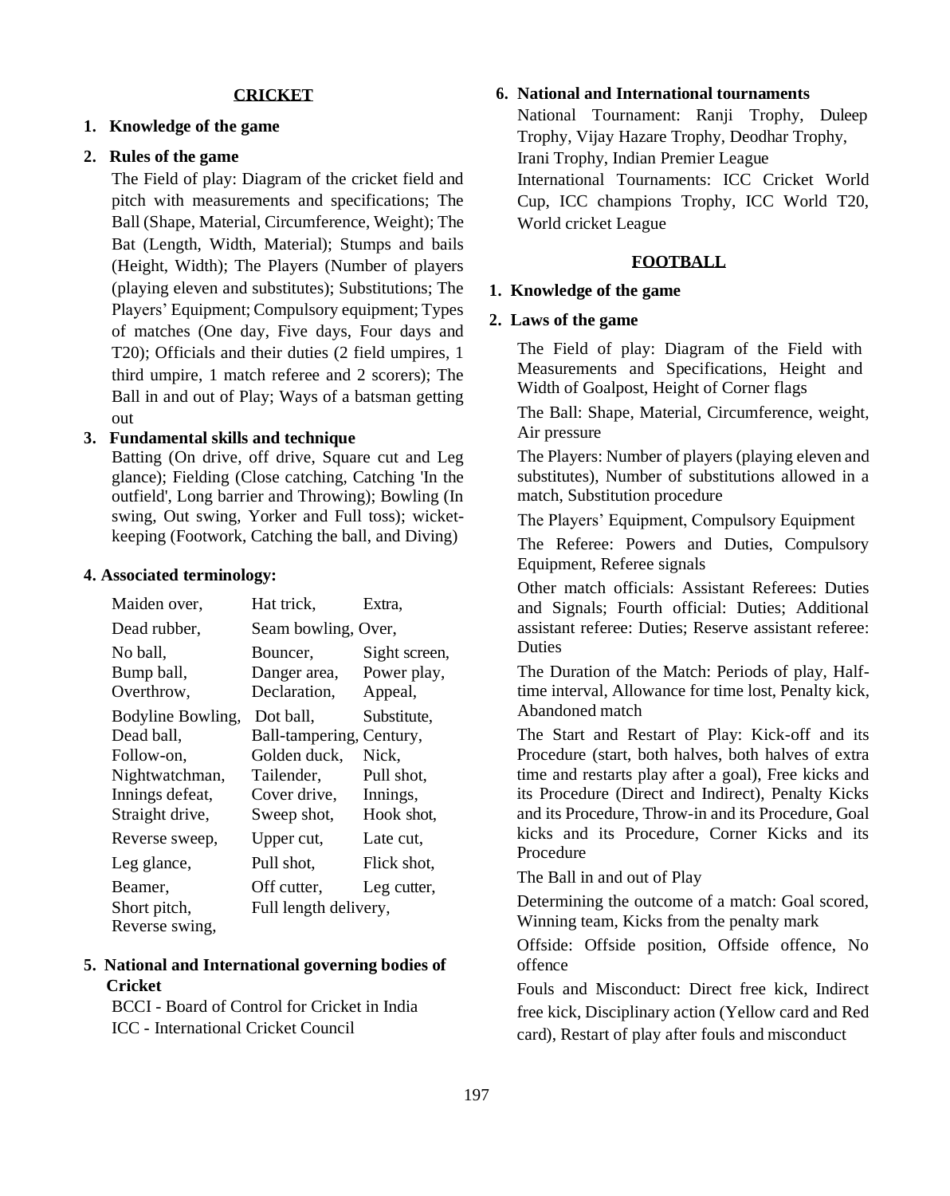## CRICKET

1. **Knowledge of the game**

2. **Rules of the game**

   The Field of play: Diagram of the cricket field and pitch with measurements and specifications; The Ball (Shape, Material, Circumference, Weight); The Bat (Length, Width, Material); Stumps and bails (Height, Width); The Players (Number of players (playing eleven and substitutes); Substitutions; The Players' Equipment; Compulsory equipment; Types of matches (One day, Five days, Four days and T20); Officials and their duties (2 field umpires, 1 third umpire, 1 match referee and 2 scorers); The Ball in and out of Play; Ways of a batsman getting out

3. **Fundamental skills and technique**

   Batting (On drive, off drive, Square cut and Leg glance); Fielding (Close catching, Catching 'In the outfield', Long barrier and Throwing); Bowling (In swing, Out swing, Yorker and Full toss); wicket-keeping (Footwork, Catching the ball, and Diving)

4. **Associated terminology:**

| | | |
|---|---|---|
| Maiden over, | Hat trick, | Extra, |
| Dead rubber, | Seam bowling, Over, | |
| No ball, | Bouncer, | Sight screen, |
| Bump ball, | Danger area, | Power play, |
| Overthrow, | Declaration, | Appeal, |
| Bodyline Bowling, | Dot ball, | Substitute, |
| Dead ball, | Ball-tampering, | Century, |
| Follow-on, | Golden duck, | Nick, |
| Nightwatchman, | Tailender, | Pull shot, |
| Innings defeat, | Cover drive, | Innings, |
| Straight drive, | Sweep shot, | Hook shot, |
| Reverse sweep, | Upper cut, | Late cut, |
| Leg glance, | Pull shot, | Flick shot, |
| Beamer, | Off cutter, | Leg cutter, |
| Short pitch, | Full length delivery, | |
| Reverse swing, | | |

5. **National and International governing bodies of Cricket**

   BCCI - Board of Control for Cricket in India
   ICC - International Cricket Council

6. **National and International tournaments**

   National Tournament: Ranji Trophy, Duleep Trophy, Vijay Hazare Trophy, Deodhar Trophy, Irani Trophy, Indian Premier League
   International Tournaments: ICC Cricket World Cup, ICC champions Trophy, ICC World T20, World cricket League

## FOOTBALL

1. **Knowledge of the game**

2. **Laws of the game**

   The Field of play: Diagram of the Field with Measurements and Specifications, Height and Width of Goalpost, Height of Corner flags

   The Ball: Shape, Material, Circumference, weight, Air pressure

   The Players: Number of players (playing eleven and substitutes), Number of substitutions allowed in a match, Substitution procedure

   The Players' Equipment, Compulsory Equipment

   The Referee: Powers and Duties, Compulsory Equipment, Referee signals

   Other match officials: Assistant Referees: Duties and Signals; Fourth official: Duties; Additional assistant referee: Duties; Reserve assistant referee: Duties

   The Duration of the Match: Periods of play, Half-time interval, Allowance for time lost, Penalty kick, Abandoned match

   The Start and Restart of Play: Kick-off and its Procedure (start, both halves, both halves of extra time and restarts play after a goal), Free kicks and its Procedure (Direct and Indirect), Penalty Kicks and its Procedure, Throw-in and its Procedure, Goal kicks and its Procedure, Corner Kicks and its Procedure

   The Ball in and out of Play

   Determining the outcome of a match: Goal scored, Winning team, Kicks from the penalty mark

   Offside: Offside position, Offside offence, No offence

   Fouls and Misconduct: Direct free kick, Indirect free kick, Disciplinary action (Yellow card and Red card), Restart of play after fouls and misconduct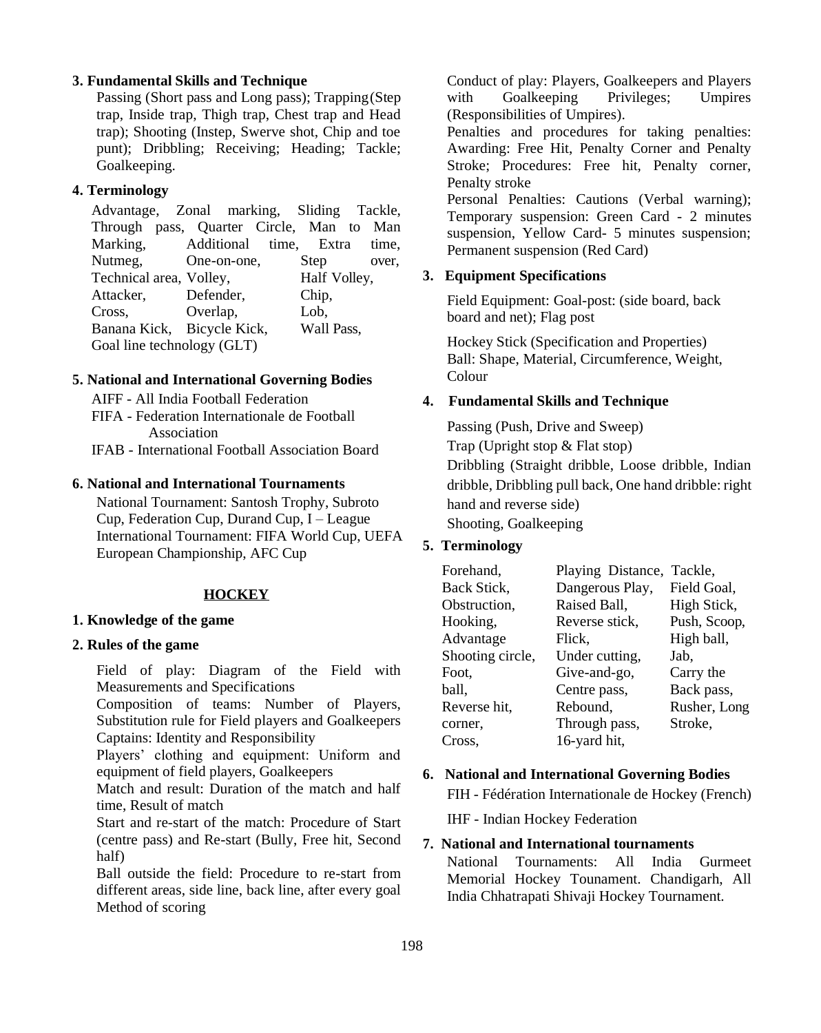### 3. Fundamental Skills and Technique

Passing (Short pass and Long pass); Trapping (Step trap, Inside trap, Thigh trap, Chest trap and Head trap); Shooting (Instep, Swerve shot, Chip and toe punt); Dribbling; Receiving; Heading; Tackle; Goalkeeping.

### 4. Terminology

Advantage, Zonal marking, Sliding Tackle, Through pass, Quarter Circle, Man to Man Marking, Additional time, Extra time, Nutmeg, One-on-one, Step over, Technical area, Volley, Half Volley, Attacker, Defender, Chip, Cross, Overlap, Lob, Banana Kick, Bicycle Kick, Wall Pass, Goal line technology (GLT)

### 5. National and International Governing Bodies

AIFF - All India Football Federation
FIFA - Federation Internationale de Football Association
IFAB - International Football Association Board

### 6. National and International Tournaments

National Tournament: Santosh Trophy, Subroto Cup, Federation Cup, Durand Cup, I – League
International Tournament: FIFA World Cup, UEFA European Championship, AFC Cup

## HOCKEY

### 1. Knowledge of the game

### 2. Rules of the game

Field of play: Diagram of the Field with Measurements and Specifications
Composition of teams: Number of Players, Substitution rule for Field players and Goalkeepers
Captains: Identity and Responsibility
Players' clothing and equipment: Uniform and equipment of field players, Goalkeepers
Match and result: Duration of the match and half time, Result of match
Start and re-start of the match: Procedure of Start (centre pass) and Re-start (Bully, Free hit, Second half)
Ball outside the field: Procedure to re-start from different areas, side line, back line, after every goal
Method of scoring
Conduct of play: Players, Goalkeepers and Players with Goalkeeping Privileges; Umpires (Responsibilities of Umpires).
Penalties and procedures for taking penalties: Awarding: Free Hit, Penalty Corner and Penalty Stroke; Procedures: Free hit, Penalty corner, Penalty stroke
Personal Penalties: Cautions (Verbal warning); Temporary suspension: Green Card - 2 minutes suspension, Yellow Card- 5 minutes suspension; Permanent suspension (Red Card)

### 3. Equipment Specifications

Field Equipment: Goal-post: (side board, back board and net); Flag post

Hockey Stick (Specification and Properties)
Ball: Shape, Material, Circumference, Weight, Colour

### 4. Fundamental Skills and Technique

Passing (Push, Drive and Sweep)
Trap (Upright stop & Flat stop)
Dribbling (Straight dribble, Loose dribble, Indian dribble, Dribbling pull back, One hand dribble: right hand and reverse side)
Shooting, Goalkeeping

### 5. Terminology

Forehand, Playing Distance, Tackle, Back Stick, Dangerous Play, Field Goal, Obstruction, Raised Ball, High Stick, Hooking, Reverse stick, Push, Scoop, Advantage, Flick, High ball, Shooting circle, Under cutting, Jab, Foot, Give-and-go, Carry the ball, Centre pass, Back pass, Reverse hit, Rebound, Rusher, Long corner, Through pass, Stroke, Cross, 16-yard hit,

### 6. National and International Governing Bodies

FIH - Fédération Internationale de Hockey (French)

IHF - Indian Hockey Federation

### 7. National and International tournaments

National Tournaments: All India Gurmeet Memorial Hockey Tounament. Chandigarh, All India Chhatrapati Shivaji Hockey Tournament.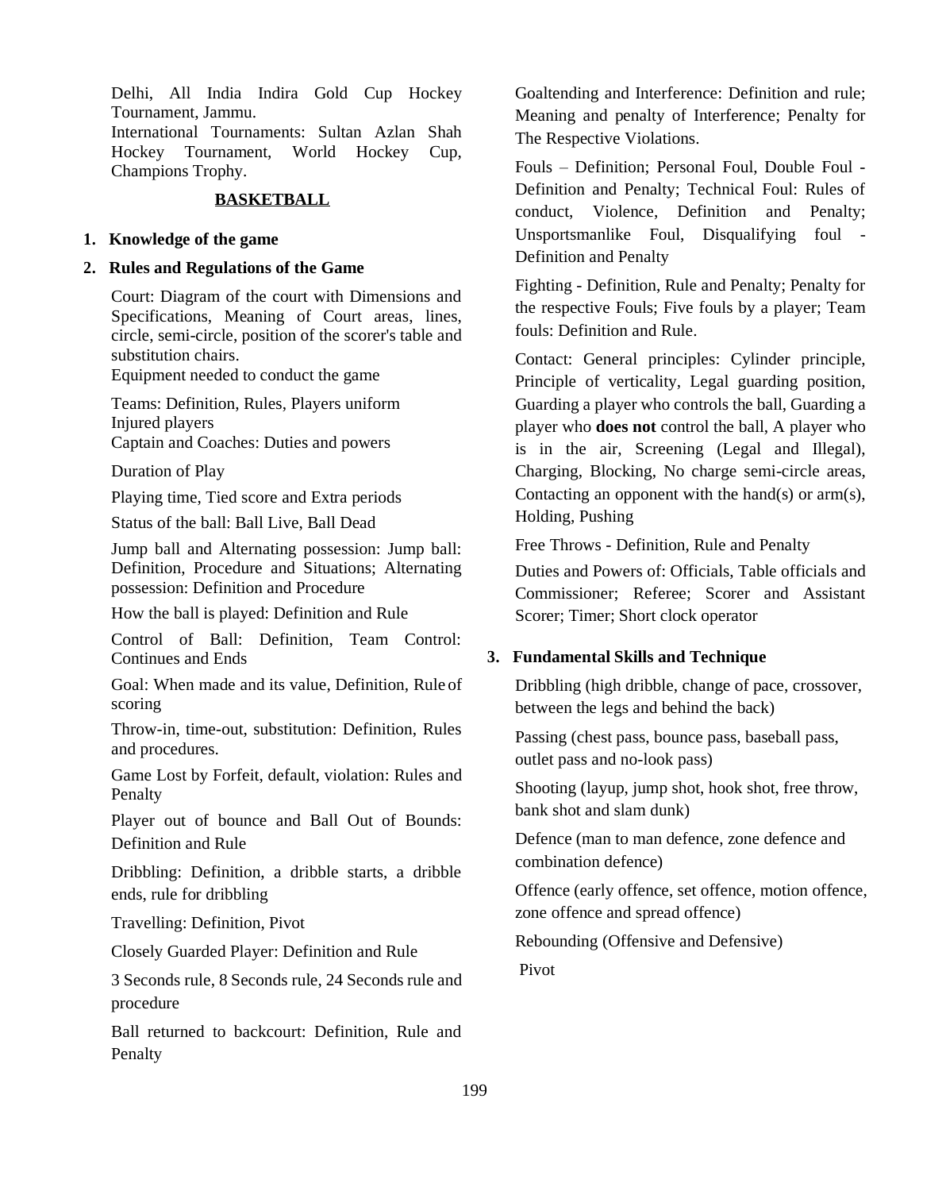Delhi, All India Indira Gold Cup Hockey Tournament, Jammu.
International Tournaments: Sultan Azlan Shah Hockey Tournament, World Hockey Cup, Champions Trophy.

## BASKETBALL

1. **Knowledge of the game**
2. **Rules and Regulations of the Game**

Court: Diagram of the court with Dimensions and Specifications, Meaning of Court areas, lines, circle, semi-circle, position of the scorer's table and substitution chairs.
Equipment needed to conduct the game

Teams: Definition, Rules, Players uniform
Injured players
Captain and Coaches: Duties and powers

Duration of Play

Playing time, Tied score and Extra periods

Status of the ball: Ball Live, Ball Dead

Jump ball and Alternating possession: Jump ball: Definition, Procedure and Situations; Alternating possession: Definition and Procedure

How the ball is played: Definition and Rule

Control of Ball: Definition, Team Control: Continues and Ends

Goal: When made and its value, Definition, Rule of scoring

Throw-in, time-out, substitution: Definition, Rules and procedures.

Game Lost by Forfeit, default, violation: Rules and Penalty

Player out of bounce and Ball Out of Bounds: Definition and Rule

Dribbling: Definition, a dribble starts, a dribble ends, rule for dribbling

Travelling: Definition, Pivot

Closely Guarded Player: Definition and Rule

3 Seconds rule, 8 Seconds rule, 24 Seconds rule and procedure

Ball returned to backcourt: Definition, Rule and Penalty

Goaltending and Interference: Definition and rule; Meaning and penalty of Interference; Penalty for The Respective Violations.

Fouls – Definition; Personal Foul, Double Foul - Definition and Penalty; Technical Foul: Rules of conduct, Violence, Definition and Penalty; Unsportsmanlike Foul, Disqualifying foul - Definition and Penalty

Fighting - Definition, Rule and Penalty; Penalty for the respective Fouls; Five fouls by a player; Team fouls: Definition and Rule.

Contact: General principles: Cylinder principle, Principle of verticality, Legal guarding position, Guarding a player who controls the ball, Guarding a player who **does not** control the ball, A player who is in the air, Screening (Legal and Illegal), Charging, Blocking, No charge semi-circle areas, Contacting an opponent with the hand(s) or arm(s), Holding, Pushing

Free Throws - Definition, Rule and Penalty

Duties and Powers of: Officials, Table officials and Commissioner; Referee; Scorer and Assistant Scorer; Timer; Short clock operator

3. **Fundamental Skills and Technique**

Dribbling (high dribble, change of pace, crossover, between the legs and behind the back)

Passing (chest pass, bounce pass, baseball pass, outlet pass and no-look pass)

Shooting (layup, jump shot, hook shot, free throw, bank shot and slam dunk)

Defence (man to man defence, zone defence and combination defence)

Offence (early offence, set offence, motion offence, zone offence and spread offence)

Rebounding (Offensive and Defensive)

Pivot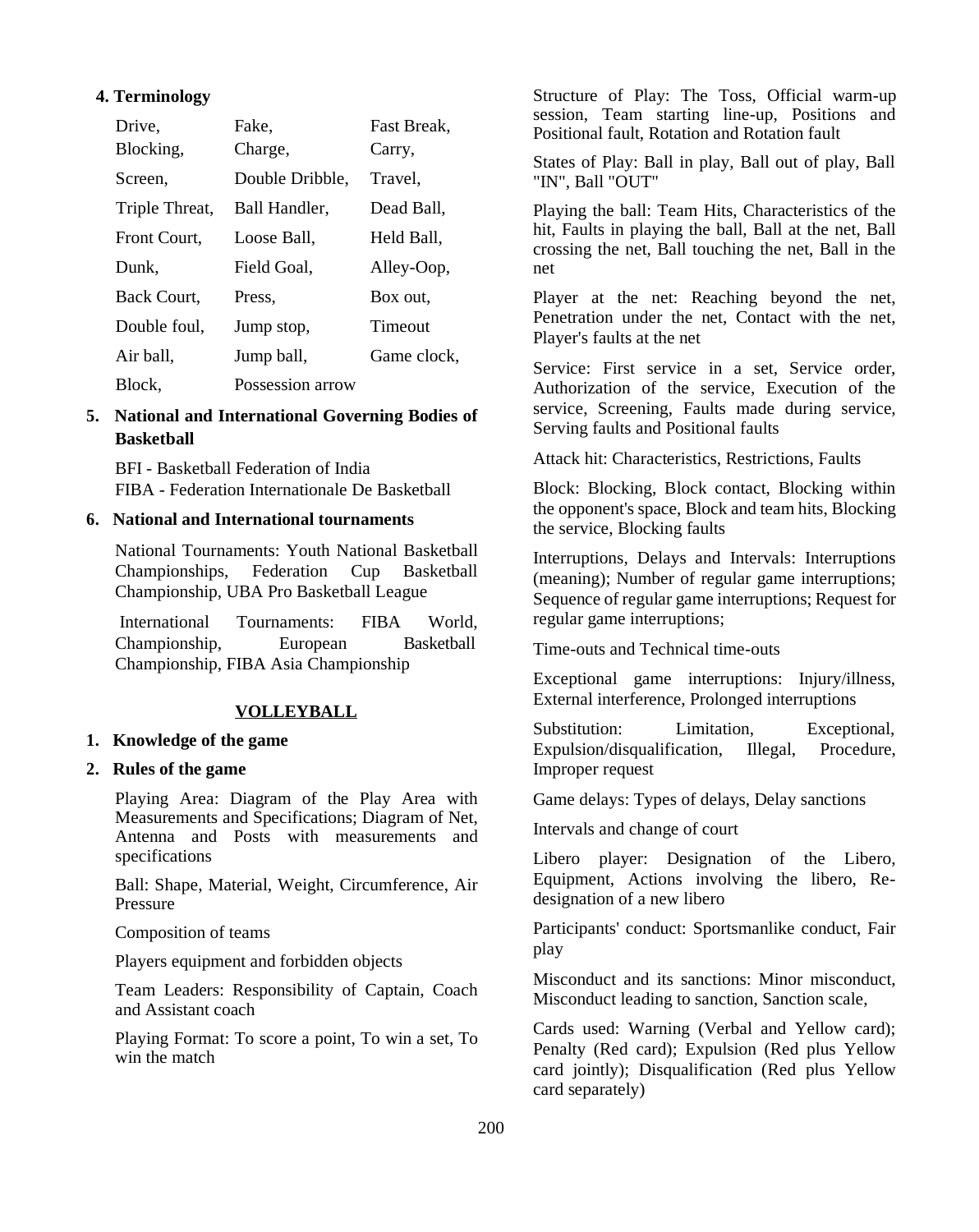**4. Terminology**

| | | |
|---|---|---|
| Drive, | Fake, | Fast Break, |
| Blocking, | Charge, | Carry, |
| Screen, | Double Dribble, | Travel, |
| Triple Threat, | Ball Handler, | Dead Ball, |
| Front Court, | Loose Ball, | Held Ball, |
| Dunk, | Field Goal, | Alley-Oop, |
| Back Court, | Press, | Box out, |
| Double foul, | Jump stop, | Timeout |
| Air ball, | Jump ball, | Game clock, |
| Block, | Possession arrow | |

5. **National and International Governing Bodies of Basketball**

BFI - Basketball Federation of India
FIBA - Federation Internationale De Basketball

6. **National and International tournaments**

National Tournaments: Youth National Basketball Championships, Federation Cup Basketball Championship, UBA Pro Basketball League

International Tournaments: FIBA World, Championship, European Basketball Championship, FIBA Asia Championship

## VOLLEYBALL

1. **Knowledge of the game**
2. **Rules of the game**

Playing Area: Diagram of the Play Area with Measurements and Specifications; Diagram of Net, Antenna and Posts with measurements and specifications

Ball: Shape, Material, Weight, Circumference, Air Pressure

Composition of teams

Players equipment and forbidden objects

Team Leaders: Responsibility of Captain, Coach and Assistant coach

Playing Format: To score a point, To win a set, To win the match

Structure of Play: The Toss, Official warm-up session, Team starting line-up, Positions and Positional fault, Rotation and Rotation fault

States of Play: Ball in play, Ball out of play, Ball "IN", Ball "OUT"

Playing the ball: Team Hits, Characteristics of the hit, Faults in playing the ball, Ball at the net, Ball crossing the net, Ball touching the net, Ball in the net

Player at the net: Reaching beyond the net, Penetration under the net, Contact with the net, Player's faults at the net

Service: First service in a set, Service order, Authorization of the service, Execution of the service, Screening, Faults made during service, Serving faults and Positional faults

Attack hit: Characteristics, Restrictions, Faults

Block: Blocking, Block contact, Blocking within the opponent's space, Block and team hits, Blocking the service, Blocking faults

Interruptions, Delays and Intervals: Interruptions (meaning); Number of regular game interruptions; Sequence of regular game interruptions; Request for regular game interruptions;

Time-outs and Technical time-outs

Exceptional game interruptions: Injury/illness, External interference, Prolonged interruptions

Substitution: Limitation, Exceptional, Expulsion/disqualification, Illegal, Procedure, Improper request

Game delays: Types of delays, Delay sanctions

Intervals and change of court

Libero player: Designation of the Libero, Equipment, Actions involving the libero, Re-designation of a new libero

Participants' conduct: Sportsmanlike conduct, Fair play

Misconduct and its sanctions: Minor misconduct, Misconduct leading to sanction, Sanction scale,

Cards used: Warning (Verbal and Yellow card); Penalty (Red card); Expulsion (Red plus Yellow card jointly); Disqualification (Red plus Yellow card separately)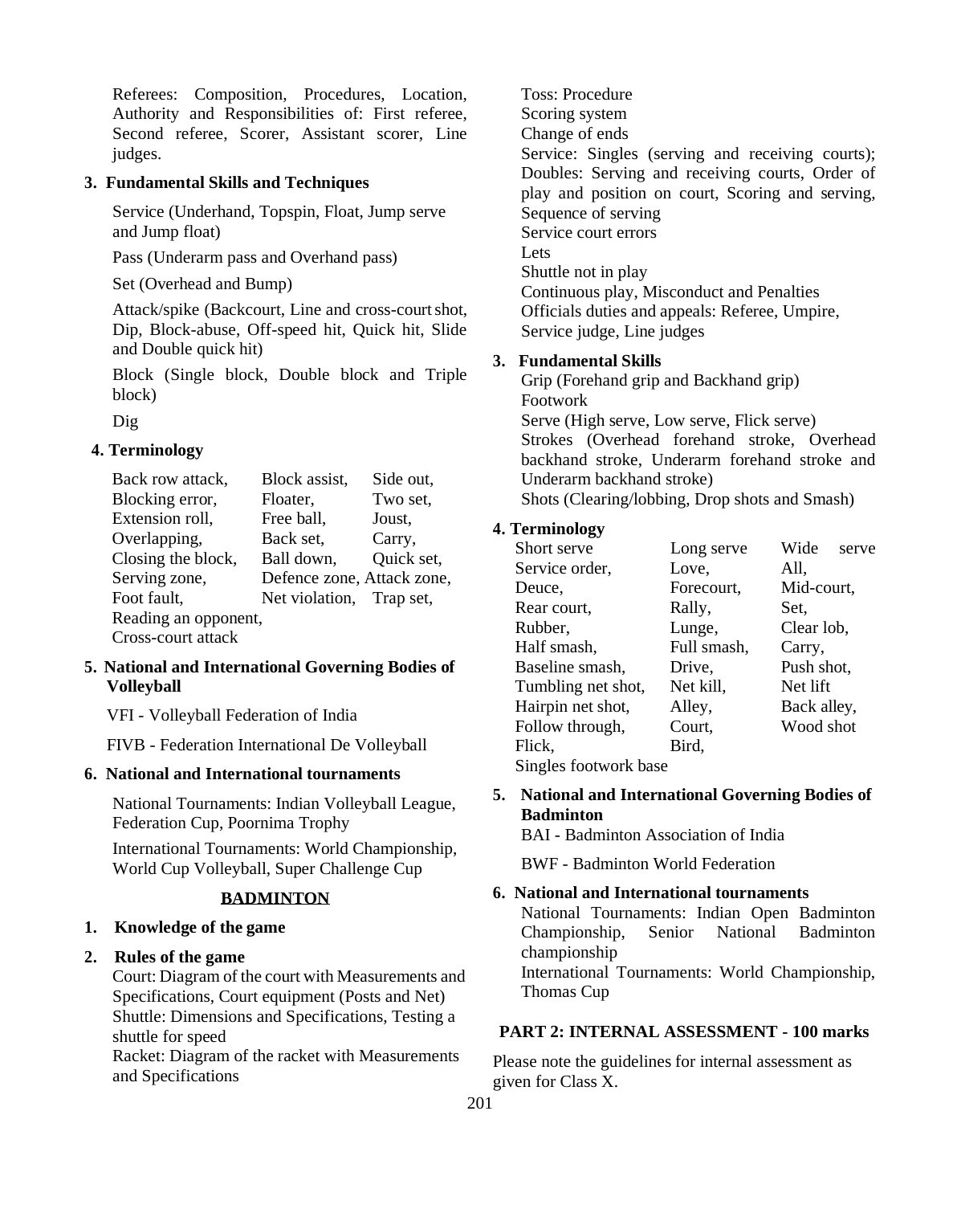Referees: Composition, Procedures, Location, Authority and Responsibilities of: First referee, Second referee, Scorer, Assistant scorer, Line judges.

**3. Fundamental Skills and Techniques**

Service (Underhand, Topspin, Float, Jump serve and Jump float)

Pass (Underarm pass and Overhand pass)

Set (Overhead and Bump)

Attack/spike (Backcourt, Line and cross-court shot, Dip, Block-abuse, Off-speed hit, Quick hit, Slide and Double quick hit)

Block (Single block, Double block and Triple block)

Dig

**4. Terminology**

| | | |
|---|---|---|
| Back row attack, | Block assist, | Side out, |
| Blocking error, | Floater, | Two set, |
| Extension roll, | Free ball, | Joust, |
| Overlapping, | Back set, | Carry, |
| Closing the block, | Ball down, | Quick set, |
| Serving zone, | Defence zone, | Attack zone, |
| Foot fault, | Net violation, | Trap set, |
| Reading an opponent, | | |
| Cross-court attack | | |

**5. National and International Governing Bodies of Volleyball**

VFI - Volleyball Federation of India

FIVB - Federation International De Volleyball

**6. National and International tournaments**

National Tournaments: Indian Volleyball League, Federation Cup, Poornima Trophy

International Tournaments: World Championship, World Cup Volleyball, Super Challenge Cup

## BADMINTON

**1. Knowledge of the game**

**2. Rules of the game**

Court: Diagram of the court with Measurements and Specifications, Court equipment (Posts and Net)
Shuttle: Dimensions and Specifications, Testing a shuttle for speed
Racket: Diagram of the racket with Measurements and Specifications
Toss: Procedure
Scoring system
Change of ends
Service: Singles (serving and receiving courts); Doubles: Serving and receiving courts, Order of play and position on court, Scoring and serving, Sequence of serving
Service court errors
Lets
Shuttle not in play
Continuous play, Misconduct and Penalties
Officials duties and appeals: Referee, Umpire, Service judge, Line judges

**3. Fundamental Skills**

Grip (Forehand grip and Backhand grip)
Footwork
Serve (High serve, Low serve, Flick serve)
Strokes (Overhead forehand stroke, Overhead backhand stroke, Underarm forehand stroke and Underarm backhand stroke)
Shots (Clearing/lobbing, Drop shots and Smash)

**4. Terminology**

| | | |
|---|---|---|
| Short serve | Long serve | Wide serve |
| Service order, | Love, | All, |
| Deuce, | Forecourt, | Mid-court, |
| Rear court, | Rally, | Set, |
| Rubber, | Lunge, | Clear lob, |
| Half smash, | Full smash, | Carry, |
| Baseline smash, | Drive, | Push shot, |
| Tumbling net shot, | Net kill, | Net lift |
| Hairpin net shot, | Alley, | Back alley, |
| Follow through, | Court, | Wood shot |
| Flick, | Bird, | |
| Singles footwork base | | |

**5. National and International Governing Bodies of Badminton**

BAI - Badminton Association of India

BWF - Badminton World Federation

**6. National and International tournaments**

National Tournaments: Indian Open Badminton Championship, Senior National Badminton championship
International Tournaments: World Championship, Thomas Cup

## PART 2: INTERNAL ASSESSMENT - 100 marks

Please note the guidelines for internal assessment as given for Class X.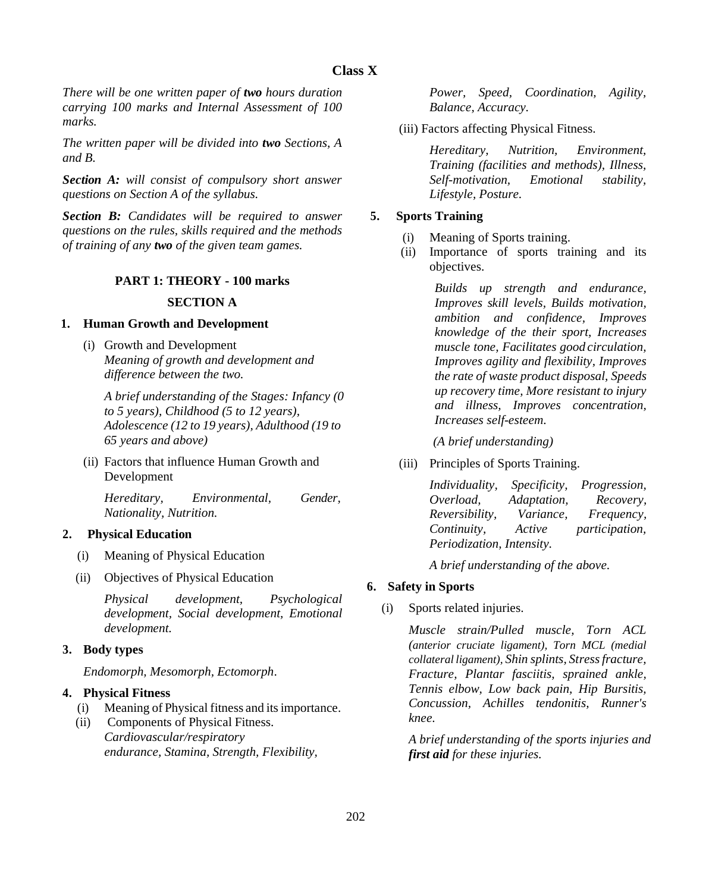## Class X

*There will be one written paper of **two** hours duration carrying 100 marks and Internal Assessment of 100 marks.*

*The written paper will be divided into **two** Sections, A and B.*

***Section A:** will consist of compulsory short answer questions on Section A of the syllabus.*

***Section B:** Candidates will be required to answer questions on the rules, skills required and the methods of training of any **two** of the given team games.*

### PART 1: THEORY - 100 marks

### SECTION A

**1. Human Growth and Development**

(i) Growth and Development
*Meaning of growth and development and difference between the two.*

*A brief understanding of the Stages: Infancy (0 to 5 years), Childhood (5 to 12 years), Adolescence (12 to 19 years), Adulthood (19 to 65 years and above)*

(ii) Factors that influence Human Growth and Development

*Hereditary, Environmental, Gender, Nationality, Nutrition.*

**2. Physical Education**

(i) Meaning of Physical Education

(ii) Objectives of Physical Education

*Physical development, Psychological development, Social development, Emotional development.*

**3. Body types**

*Endomorph, Mesomorph, Ectomorph.*

**4. Physical Fitness**

(i) Meaning of Physical fitness and its importance.

(ii) Components of Physical Fitness.
*Cardiovascular/respiratory endurance, Stamina, Strength, Flexibility, Power, Speed, Coordination, Agility, Balance, Accuracy.*

(iii) Factors affecting Physical Fitness.

*Hereditary, Nutrition, Environment, Training (facilities and methods), Illness, Self-motivation, Emotional stability, Lifestyle, Posture.*

**5. Sports Training**

(i) Meaning of Sports training.

(ii) Importance of sports training and its objectives.

*Builds up strength and endurance, Improves skill levels, Builds motivation, ambition and confidence, Improves knowledge of the their sport, Increases muscle tone, Facilitates good circulation, Improves agility and flexibility, Improves the rate of waste product disposal, Speeds up recovery time, More resistant to injury and illness, Improves concentration, Increases self-esteem.*

*(A brief understanding)*

(iii) Principles of Sports Training.

*Individuality, Specificity, Progression, Overload, Adaptation, Recovery, Reversibility, Variance, Frequency, Continuity, Active participation, Periodization, Intensity.*

*A brief understanding of the above.*

**6. Safety in Sports**

(i) Sports related injuries.

*Muscle strain/Pulled muscle, Torn ACL (anterior cruciate ligament), Torn MCL (medial collateral ligament), Shin splints, Stress fracture, Fracture, Plantar fasciitis, sprained ankle, Tennis elbow, Low back pain, Hip Bursitis, Concussion, Achilles tendonitis, Runner's knee.*

*A brief understanding of the sports injuries and **first aid** for these injuries.*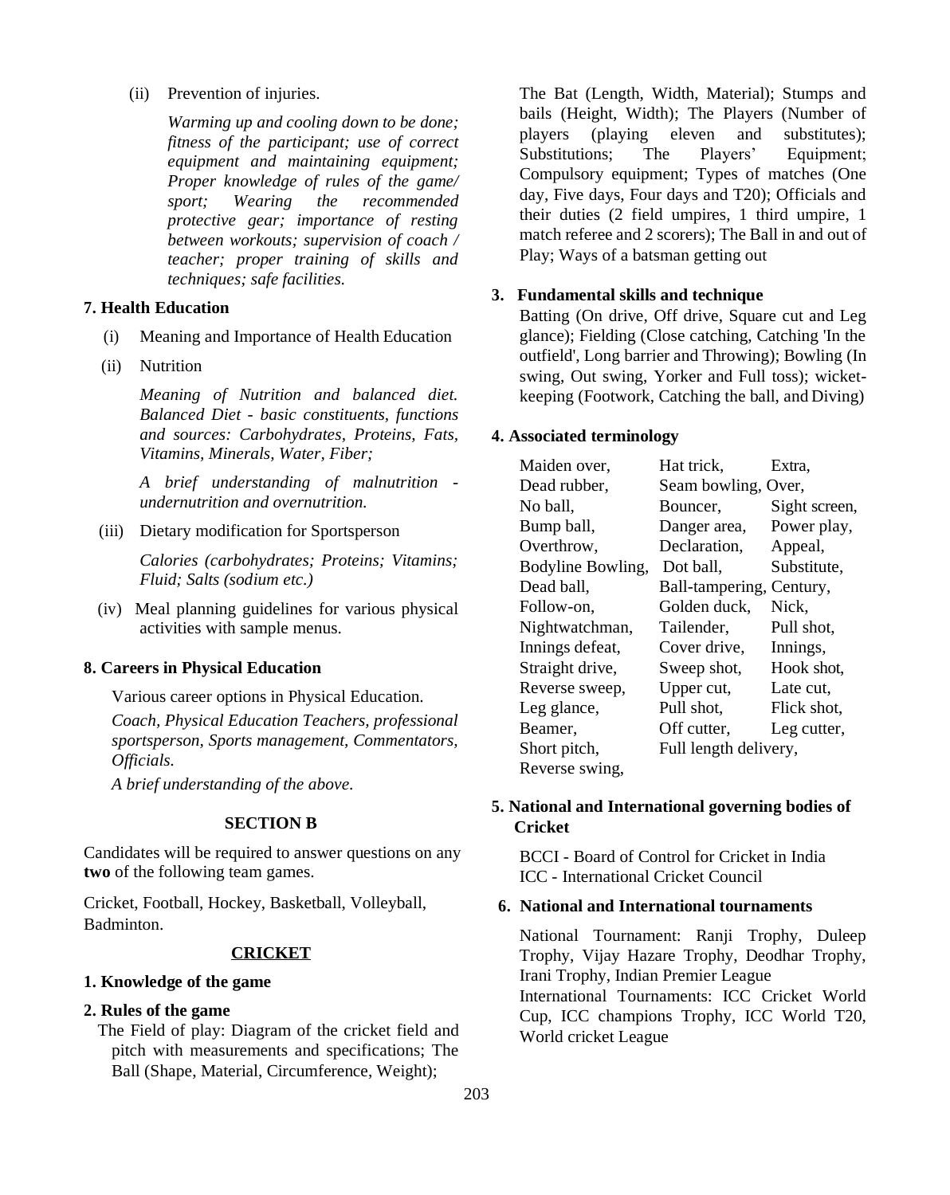(ii) Prevention of injuries.

*Warming up and cooling down to be done; fitness of the participant; use of correct equipment and maintaining equipment; Proper knowledge of rules of the game/ sport; Wearing the recommended protective gear; importance of resting between workouts; supervision of coach / teacher; proper training of skills and techniques; safe facilities.*

**7. Health Education**

(i) Meaning and Importance of Health Education

(ii) Nutrition

*Meaning of Nutrition and balanced diet. Balanced Diet - basic constituents, functions and sources: Carbohydrates, Proteins, Fats, Vitamins, Minerals, Water, Fiber;*

*A brief understanding of malnutrition - undernutrition and overnutrition.*

(iii) Dietary modification for Sportsperson

*Calories (carbohydrates; Proteins; Vitamins; Fluid; Salts (sodium etc.)*

(iv) Meal planning guidelines for various physical activities with sample menus.

**8. Careers in Physical Education**

Various career options in Physical Education.

*Coach, Physical Education Teachers, professional sportsperson, Sports management, Commentators, Officials.*

*A brief understanding of the above.*

**SECTION B**

Candidates will be required to answer questions on any **two** of the following team games.

Cricket, Football, Hockey, Basketball, Volleyball, Badminton.

**CRICKET**

**1. Knowledge of the game**

**2. Rules of the game**

The Field of play: Diagram of the cricket field and pitch with measurements and specifications; The Ball (Shape, Material, Circumference, Weight); The Bat (Length, Width, Material); Stumps and bails (Height, Width); The Players (Number of players (playing eleven and substitutes); Substitutions; The Players' Equipment; Compulsory equipment; Types of matches (One day, Five days, Four days and T20); Officials and their duties (2 field umpires, 1 third umpire, 1 match referee and 2 scorers); The Ball in and out of Play; Ways of a batsman getting out

**3. Fundamental skills and technique**

Batting (On drive, Off drive, Square cut and Leg glance); Fielding (Close catching, Catching 'In the outfield', Long barrier and Throwing); Bowling (In swing, Out swing, Yorker and Full toss); wicket-keeping (Footwork, Catching the ball, and Diving)

**4. Associated terminology**

Maiden over, Hat trick, Extra,
Dead rubber, Seam bowling, Over,
No ball, Bouncer, Sight screen,
Bump ball, Danger area, Power play,
Overthrow, Declaration, Appeal,
Bodyline Bowling, Dot ball, Substitute,
Dead ball, Ball-tampering, Century,
Follow-on, Golden duck, Nick,
Nightwatchman, Tailender, Pull shot,
Innings defeat, Cover drive, Innings,
Straight drive, Sweep shot, Hook shot,
Reverse sweep, Upper cut, Late cut,
Leg glance, Pull shot, Flick shot,
Beamer, Off cutter, Leg cutter,
Short pitch, Full length delivery,
Reverse swing,

**5. National and International governing bodies of Cricket**

BCCI - Board of Control for Cricket in India
ICC - International Cricket Council

**6. National and International tournaments**

National Tournament: Ranji Trophy, Duleep Trophy, Vijay Hazare Trophy, Deodhar Trophy, Irani Trophy, Indian Premier League
International Tournaments: ICC Cricket World Cup, ICC champions Trophy, ICC World T20, World cricket League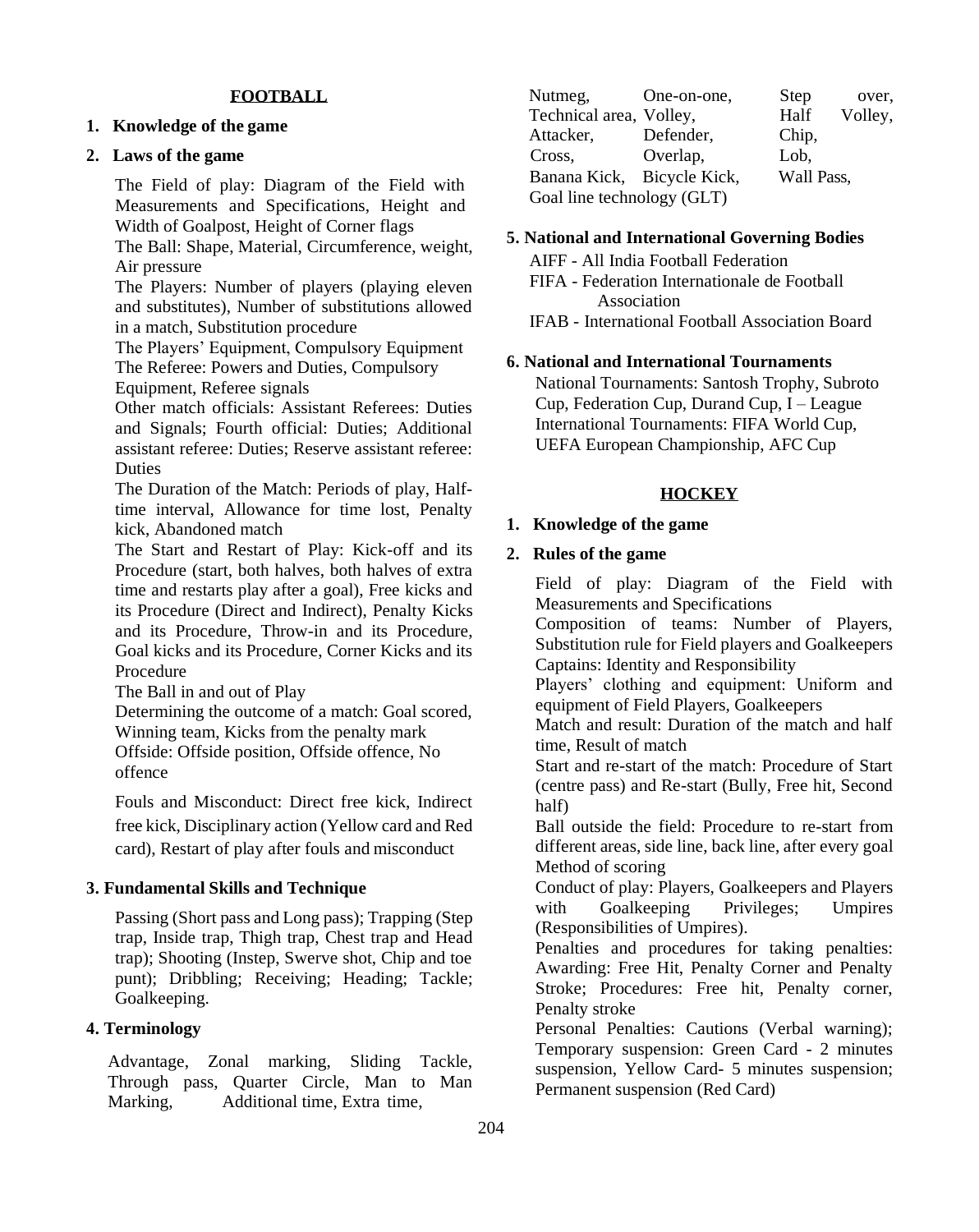## FOOTBALL

1. **Knowledge of the game**
2. **Laws of the game**

The Field of play: Diagram of the Field with Measurements and Specifications, Height and Width of Goalpost, Height of Corner flags
The Ball: Shape, Material, Circumference, weight, Air pressure
The Players: Number of players (playing eleven and substitutes), Number of substitutions allowed in a match, Substitution procedure
The Players' Equipment, Compulsory Equipment
The Referee: Powers and Duties, Compulsory Equipment, Referee signals
Other match officials: Assistant Referees: Duties and Signals; Fourth official: Duties; Additional assistant referee: Duties; Reserve assistant referee: Duties
The Duration of the Match: Periods of play, Half-time interval, Allowance for time lost, Penalty kick, Abandoned match
The Start and Restart of Play: Kick-off and its Procedure (start, both halves, both halves of extra time and restarts play after a goal), Free kicks and its Procedure (Direct and Indirect), Penalty Kicks and its Procedure, Throw-in and its Procedure, Goal kicks and its Procedure, Corner Kicks and its Procedure
The Ball in and out of Play
Determining the outcome of a match: Goal scored, Winning team, Kicks from the penalty mark
Offside: Offside position, Offside offence, No offence

Fouls and Misconduct: Direct free kick, Indirect free kick, Disciplinary action (Yellow card and Red card), Restart of play after fouls and misconduct

**3. Fundamental Skills and Technique**

Passing (Short pass and Long pass); Trapping (Step trap, Inside trap, Thigh trap, Chest trap and Head trap); Shooting (Instep, Swerve shot, Chip and toe punt); Dribbling; Receiving; Heading; Tackle; Goalkeeping.

**4. Terminology**

Advantage, Zonal marking, Sliding Tackle, Through pass, Quarter Circle, Man to Man Marking, Additional time, Extra time, Nutmeg, One-on-one, Step over, Technical area, Volley, Half Volley, Attacker, Defender, Chip, Cross, Overlap, Lob, Banana Kick, Bicycle Kick, Wall Pass, Goal line technology (GLT)

**5. National and International Governing Bodies**

AIFF - All India Football Federation
FIFA - Federation Internationale de Football Association
IFAB - International Football Association Board

**6. National and International Tournaments**

National Tournaments: Santosh Trophy, Subroto Cup, Federation Cup, Durand Cup, I – League
International Tournaments: FIFA World Cup, UEFA European Championship, AFC Cup

## HOCKEY

1. **Knowledge of the game**
2. **Rules of the game**

Field of play: Diagram of the Field with Measurements and Specifications
Composition of teams: Number of Players, Substitution rule for Field players and Goalkeepers
Captains: Identity and Responsibility
Players' clothing and equipment: Uniform and equipment of Field Players, Goalkeepers
Match and result: Duration of the match and half time, Result of match
Start and re-start of the match: Procedure of Start (centre pass) and Re-start (Bully, Free hit, Second half)
Ball outside the field: Procedure to re-start from different areas, side line, back line, after every goal
Method of scoring
Conduct of play: Players, Goalkeepers and Players with Goalkeeping Privileges; Umpires (Responsibilities of Umpires).
Penalties and procedures for taking penalties: Awarding: Free Hit, Penalty Corner and Penalty Stroke; Procedures: Free hit, Penalty corner, Penalty stroke
Personal Penalties: Cautions (Verbal warning); Temporary suspension: Green Card - 2 minutes suspension, Yellow Card- 5 minutes suspension; Permanent suspension (Red Card)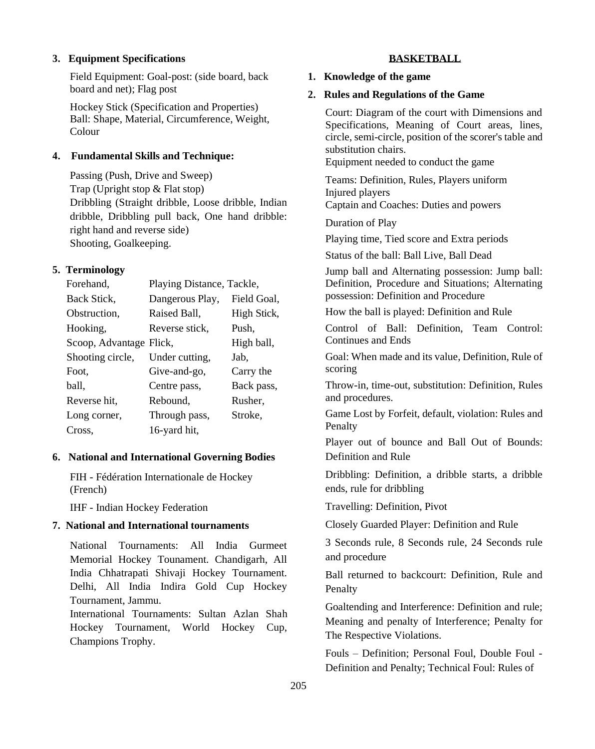**3. Equipment Specifications**

Field Equipment: Goal-post: (side board, back board and net); Flag post

Hockey Stick (Specification and Properties)
Ball: Shape, Material, Circumference, Weight, Colour

**4. Fundamental Skills and Technique:**

Passing (Push, Drive and Sweep)
Trap (Upright stop & Flat stop)
Dribbling (Straight dribble, Loose dribble, Indian dribble, Dribbling pull back, One hand dribble: right hand and reverse side)
Shooting, Goalkeeping.

**5. Terminology**

| | | |
|---|---|---|
| Forehand, | Playing Distance, Tackle, | |
| Back Stick, | Dangerous Play, | Field Goal, |
| Obstruction, | Raised Ball, | High Stick, |
| Hooking, | Reverse stick, | Push, |
| Scoop, Advantage | Flick, | High ball, |
| Shooting circle, | Under cutting, | Jab, |
| Foot, | Give-and-go, | Carry the |
| ball, | Centre pass, | Back pass, |
| Reverse hit, | Rebound, | Rusher, |
| Long corner, | Through pass, | Stroke, |
| Cross, | 16-yard hit, | |

**6. National and International Governing Bodies**

FIH - Fédération Internationale de Hockey (French)

IHF - Indian Hockey Federation

**7. National and International tournaments**

National Tournaments: All India Gurmeet Memorial Hockey Tounament. Chandigarh, All India Chhatrapati Shivaji Hockey Tournament. Delhi, All India Indira Gold Cup Hockey Tournament, Jammu.
International Tournaments: Sultan Azlan Shah Hockey Tournament, World Hockey Cup, Champions Trophy.

## BASKETBALL

**1. Knowledge of the game**

**2. Rules and Regulations of the Game**

Court: Diagram of the court with Dimensions and Specifications, Meaning of Court areas, lines, circle, semi-circle, position of the scorer's table and substitution chairs.
Equipment needed to conduct the game

Teams: Definition, Rules, Players uniform
Injured players
Captain and Coaches: Duties and powers

Duration of Play

Playing time, Tied score and Extra periods

Status of the ball: Ball Live, Ball Dead

Jump ball and Alternating possession: Jump ball: Definition, Procedure and Situations; Alternating possession: Definition and Procedure

How the ball is played: Definition and Rule

Control of Ball: Definition, Team Control: Continues and Ends

Goal: When made and its value, Definition, Rule of scoring

Throw-in, time-out, substitution: Definition, Rules and procedures.

Game Lost by Forfeit, default, violation: Rules and Penalty

Player out of bounce and Ball Out of Bounds: Definition and Rule

Dribbling: Definition, a dribble starts, a dribble ends, rule for dribbling

Travelling: Definition, Pivot

Closely Guarded Player: Definition and Rule

3 Seconds rule, 8 Seconds rule, 24 Seconds rule and procedure

Ball returned to backcourt: Definition, Rule and Penalty

Goaltending and Interference: Definition and rule; Meaning and penalty of Interference; Penalty for The Respective Violations.

Fouls – Definition; Personal Foul, Double Foul - Definition and Penalty; Technical Foul: Rules of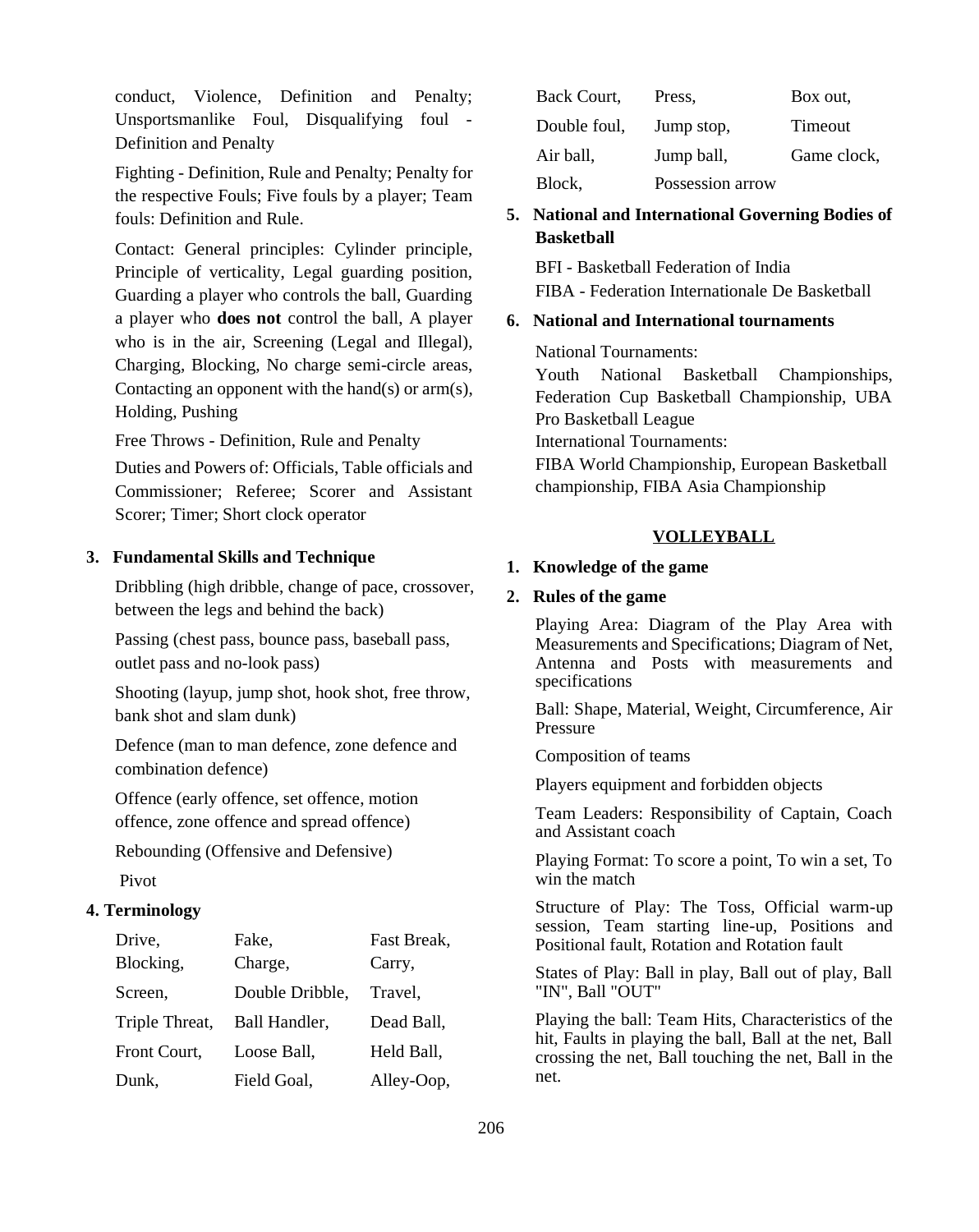conduct, Violence, Definition and Penalty; Unsportsmanlike Foul, Disqualifying foul - Definition and Penalty

Fighting - Definition, Rule and Penalty; Penalty for the respective Fouls; Five fouls by a player; Team fouls: Definition and Rule.

Contact: General principles: Cylinder principle, Principle of verticality, Legal guarding position, Guarding a player who controls the ball, Guarding a player who **does not** control the ball, A player who is in the air, Screening (Legal and Illegal), Charging, Blocking, No charge semi-circle areas, Contacting an opponent with the hand(s) or arm(s), Holding, Pushing

Free Throws - Definition, Rule and Penalty

Duties and Powers of: Officials, Table officials and Commissioner; Referee; Scorer and Assistant Scorer; Timer; Short clock operator

**3. Fundamental Skills and Technique**

Dribbling (high dribble, change of pace, crossover, between the legs and behind the back)

Passing (chest pass, bounce pass, baseball pass, outlet pass and no-look pass)

Shooting (layup, jump shot, hook shot, free throw, bank shot and slam dunk)

Defence (man to man defence, zone defence and combination defence)

Offence (early offence, set offence, motion offence, zone offence and spread offence)

Rebounding (Offensive and Defensive)

Pivot

**4. Terminology**

| | | |
|---|---|---|
| Drive, Blocking, | Fake, Charge, | Fast Break, Carry, |
| Screen, | Double Dribble, | Travel, |
| Triple Threat, | Ball Handler, | Dead Ball, |
| Front Court, | Loose Ball, | Held Ball, |
| Dunk, | Field Goal, | Alley-Oop, |
| Back Court, | Press, | Box out, |
| Double foul, | Jump stop, | Timeout |
| Air ball, | Jump ball, | Game clock, |
| Block, | Possession arrow | |

**5. National and International Governing Bodies of Basketball**

BFI - Basketball Federation of India
FIBA - Federation Internationale De Basketball

**6. National and International tournaments**

National Tournaments:
Youth National Basketball Championships, Federation Cup Basketball Championship, UBA Pro Basketball League
International Tournaments:
FIBA World Championship, European Basketball championship, FIBA Asia Championship

## VOLLEYBALL

**1. Knowledge of the game**

**2. Rules of the game**

Playing Area: Diagram of the Play Area with Measurements and Specifications; Diagram of Net, Antenna and Posts with measurements and specifications

Ball: Shape, Material, Weight, Circumference, Air Pressure

Composition of teams

Players equipment and forbidden objects

Team Leaders: Responsibility of Captain, Coach and Assistant coach

Playing Format: To score a point, To win a set, To win the match

Structure of Play: The Toss, Official warm-up session, Team starting line-up, Positions and Positional fault, Rotation and Rotation fault

States of Play: Ball in play, Ball out of play, Ball "IN", Ball "OUT"

Playing the ball: Team Hits, Characteristics of the hit, Faults in playing the ball, Ball at the net, Ball crossing the net, Ball touching the net, Ball in the net.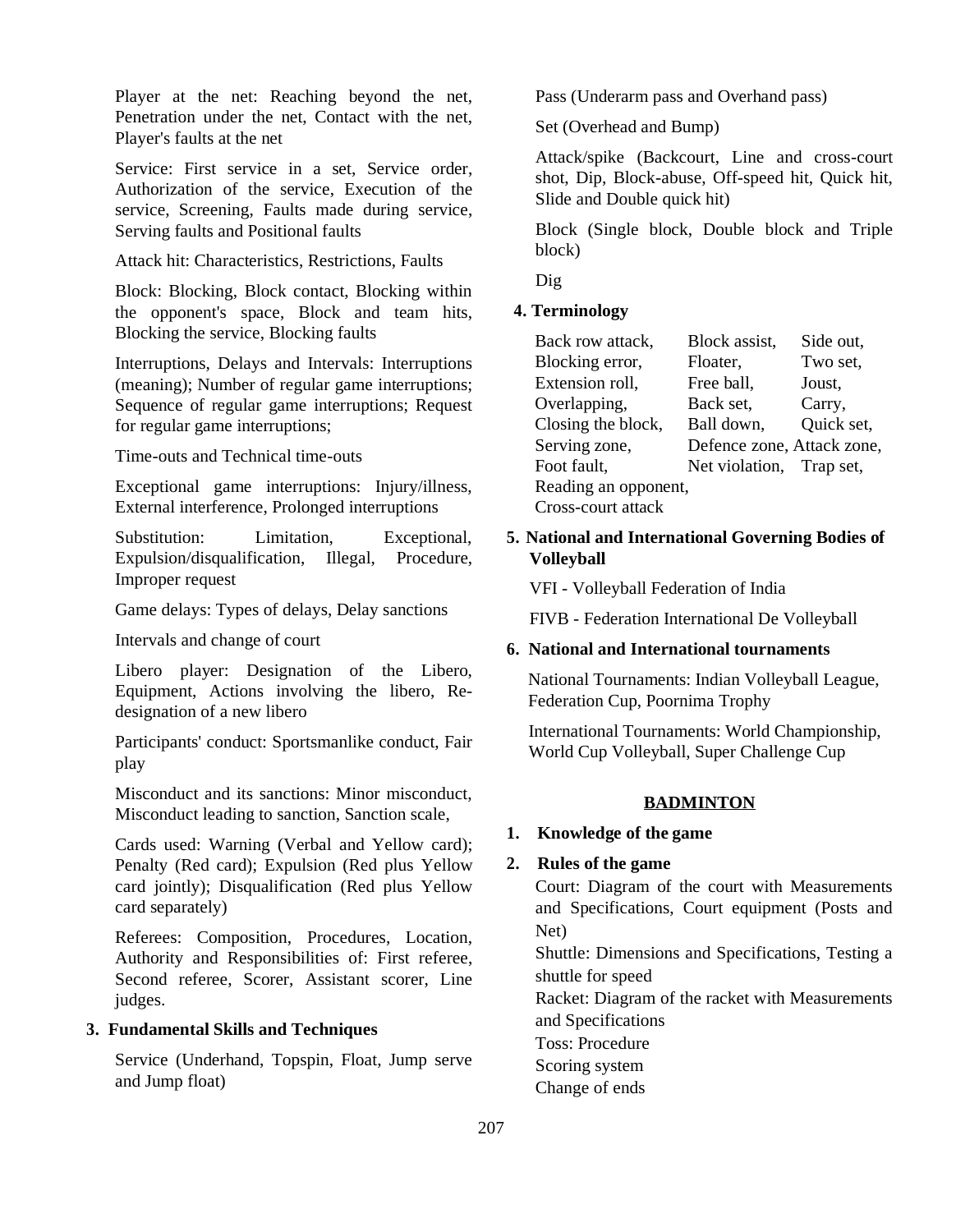Player at the net: Reaching beyond the net, Penetration under the net, Contact with the net, Player's faults at the net

Service: First service in a set, Service order, Authorization of the service, Execution of the service, Screening, Faults made during service, Serving faults and Positional faults

Attack hit: Characteristics, Restrictions, Faults

Block: Blocking, Block contact, Blocking within the opponent's space, Block and team hits, Blocking the service, Blocking faults

Interruptions, Delays and Intervals: Interruptions (meaning); Number of regular game interruptions; Sequence of regular game interruptions; Request for regular game interruptions;

Time-outs and Technical time-outs

Exceptional game interruptions: Injury/illness, External interference, Prolonged interruptions

Substitution: Limitation, Exceptional, Expulsion/disqualification, Illegal, Procedure, Improper request

Game delays: Types of delays, Delay sanctions

Intervals and change of court

Libero player: Designation of the Libero, Equipment, Actions involving the libero, Re-designation of a new libero

Participants' conduct: Sportsmanlike conduct, Fair play

Misconduct and its sanctions: Minor misconduct, Misconduct leading to sanction, Sanction scale,

Cards used: Warning (Verbal and Yellow card); Penalty (Red card); Expulsion (Red plus Yellow card jointly); Disqualification (Red plus Yellow card separately)

Referees: Composition, Procedures, Location, Authority and Responsibilities of: First referee, Second referee, Scorer, Assistant scorer, Line judges.

**3. Fundamental Skills and Techniques**

Service (Underhand, Topspin, Float, Jump serve and Jump float)

Pass (Underarm pass and Overhand pass)

Set (Overhead and Bump)

Attack/spike (Backcourt, Line and cross-court shot, Dip, Block-abuse, Off-speed hit, Quick hit, Slide and Double quick hit)

Block (Single block, Double block and Triple block)

Dig

**4. Terminology**

Back row attack, Block assist, Side out, Blocking error, Floater, Two set, Extension roll, Free ball, Joust, Overlapping, Back set, Carry, Closing the block, Ball down, Quick set, Serving zone, Defence zone, Attack zone, Foot fault, Net violation, Trap set, Reading an opponent, Cross-court attack

**5. National and International Governing Bodies of Volleyball**

VFI - Volleyball Federation of India

FIVB - Federation International De Volleyball

**6. National and International tournaments**

National Tournaments: Indian Volleyball League, Federation Cup, Poornima Trophy

International Tournaments: World Championship, World Cup Volleyball, Super Challenge Cup

## BADMINTON

**1. Knowledge of the game**

**2. Rules of the game**

Court: Diagram of the court with Measurements and Specifications, Court equipment (Posts and Net)

Shuttle: Dimensions and Specifications, Testing a shuttle for speed

Racket: Diagram of the racket with Measurements and Specifications

Toss: Procedure

Scoring system

Change of ends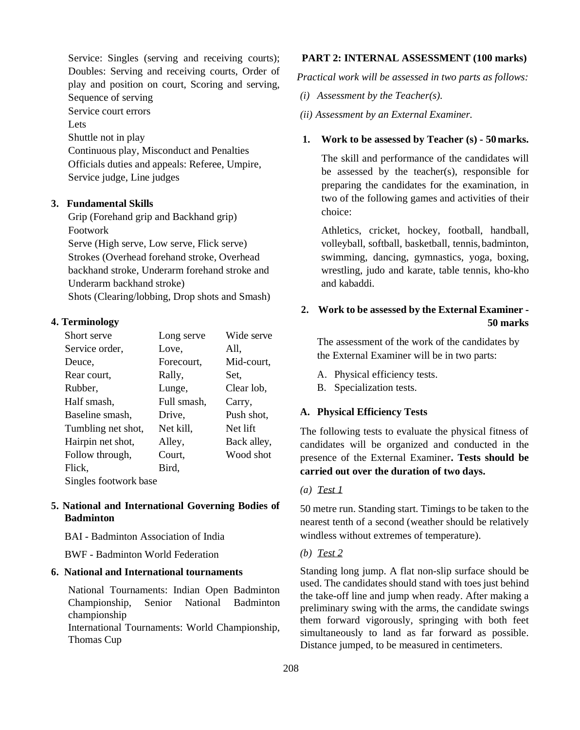Service: Singles (serving and receiving courts); Doubles: Serving and receiving courts, Order of play and position on court, Scoring and serving, Sequence of serving

Service court errors

Lets

Shuttle not in play

Continuous play, Misconduct and Penalties

Officials duties and appeals: Referee, Umpire, Service judge, Line judges

### 3. Fundamental Skills

Grip (Forehand grip and Backhand grip)

Footwork

Serve (High serve, Low serve, Flick serve)

Strokes (Overhead forehand stroke, Overhead backhand stroke, Underarm forehand stroke and Underarm backhand stroke)

Shots (Clearing/lobbing, Drop shots and Smash)

### 4. Terminology

| | | |
|---|---|---|
| Short serve | Long serve | Wide serve |
| Service order, | Love, | All, |
| Deuce, | Forecourt, | Mid-court, |
| Rear court, | Rally, | Set, |
| Rubber, | Lunge, | Clear lob, |
| Half smash, | Full smash, | Carry, |
| Baseline smash, | Drive, | Push shot, |
| Tumbling net shot, | Net kill, | Net lift |
| Hairpin net shot, | Alley, | Back alley, |
| Follow through, | Court, | Wood shot |
| Flick, | Bird, | |
| Singles footwork base | | |

### 5. National and International Governing Bodies of Badminton

BAI - Badminton Association of India

BWF - Badminton World Federation

### 6. National and International tournaments

National Tournaments: Indian Open Badminton Championship, Senior National Badminton championship

International Tournaments: World Championship, Thomas Cup

## PART 2: INTERNAL ASSESSMENT (100 marks)

*Practical work will be assessed in two parts as follows:*

*(i) Assessment by the Teacher(s).*

*(ii) Assessment by an External Examiner.*

### 1. Work to be assessed by Teacher (s) - 50 marks.

The skill and performance of the candidates will be assessed by the teacher(s), responsible for preparing the candidates for the examination, in two of the following games and activities of their choice:

Athletics, cricket, hockey, football, handball, volleyball, softball, basketball, tennis, badminton, swimming, dancing, gymnastics, yoga, boxing, wrestling, judo and karate, table tennis, kho-kho and kabaddi.

### 2. Work to be assessed by the External Examiner - 50 marks

The assessment of the work of the candidates by the External Examiner will be in two parts:

A. Physical efficiency tests.
B. Specialization tests.

### A. Physical Efficiency Tests

The following tests to evaluate the physical fitness of candidates will be organized and conducted in the presence of the External Examiner**. Tests should be carried out over the duration of two days.**

*(a) Test 1*

50 metre run. Standing start. Timings to be taken to the nearest tenth of a second (weather should be relatively windless without extremes of temperature).

*(b) Test 2*

Standing long jump. A flat non-slip surface should be used. The candidates should stand with toes just behind the take-off line and jump when ready. After making a preliminary swing with the arms, the candidate swings them forward vigorously, springing with both feet simultaneously to land as far forward as possible. Distance jumped, to be measured in centimeters.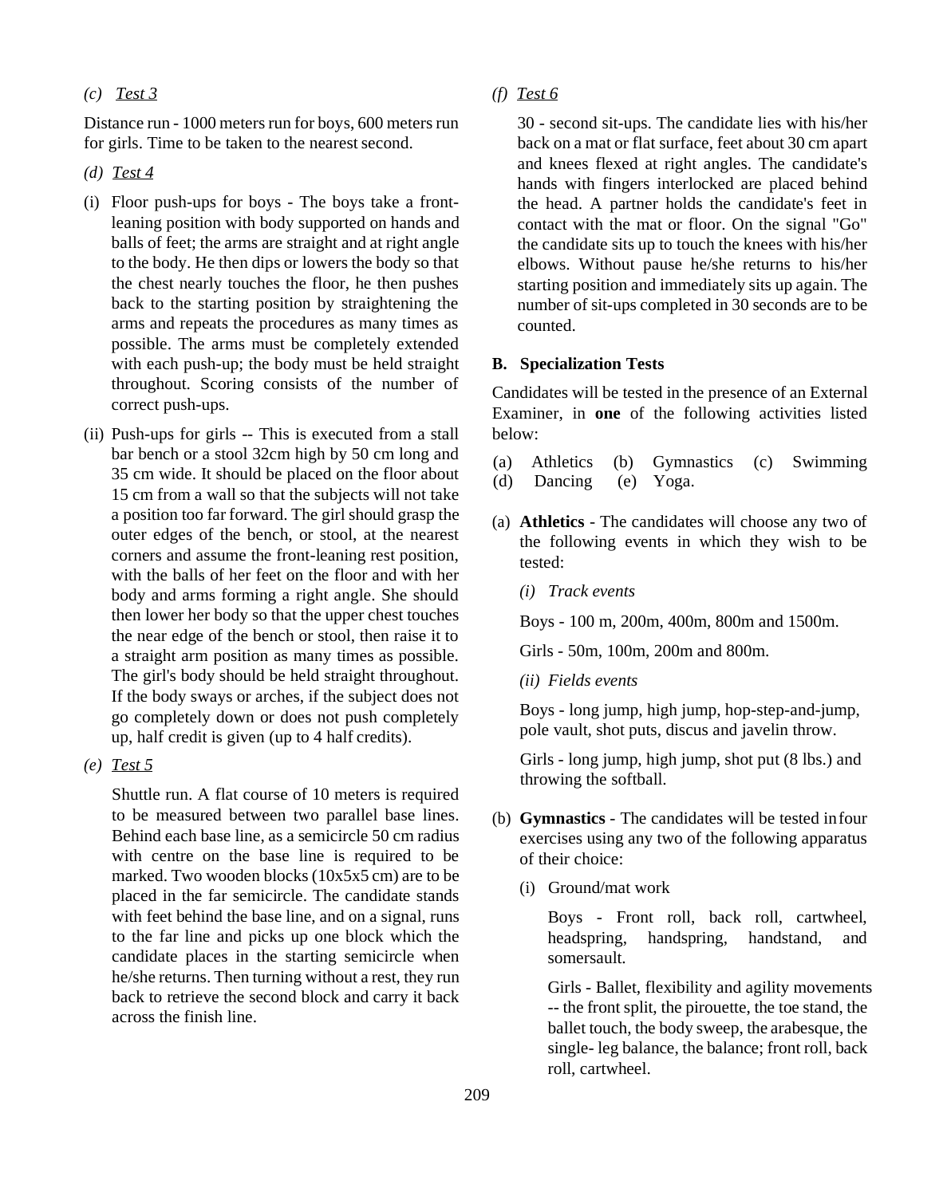*(c)* *Test 3*

Distance run - 1000 meters run for boys, 600 meters run for girls. Time to be taken to the nearest second.

*(d)* *Test 4*

(i) Floor push-ups for boys - The boys take a front-leaning position with body supported on hands and balls of feet; the arms are straight and at right angle to the body. He then dips or lowers the body so that the chest nearly touches the floor, he then pushes back to the starting position by straightening the arms and repeats the procedures as many times as possible. The arms must be completely extended with each push-up; the body must be held straight throughout. Scoring consists of the number of correct push-ups.

(ii) Push-ups for girls -- This is executed from a stall bar bench or a stool 32cm high by 50 cm long and 35 cm wide. It should be placed on the floor about 15 cm from a wall so that the subjects will not take a position too far forward. The girl should grasp the outer edges of the bench, or stool, at the nearest corners and assume the front-leaning rest position, with the balls of her feet on the floor and with her body and arms forming a right angle. She should then lower her body so that the upper chest touches the near edge of the bench or stool, then raise it to a straight arm position as many times as possible. The girl's body should be held straight throughout. If the body sways or arches, if the subject does not go completely down or does not push completely up, half credit is given (up to 4 half credits).

*(e)* *Test 5*

Shuttle run. A flat course of 10 meters is required to be measured between two parallel base lines. Behind each base line, as a semicircle 50 cm radius with centre on the base line is required to be marked. Two wooden blocks (10x5x5 cm) are to be placed in the far semicircle. The candidate stands with feet behind the base line, and on a signal, runs to the far line and picks up one block which the candidate places in the starting semicircle when he/she returns. Then turning without a rest, they run back to retrieve the second block and carry it back across the finish line.

*(f)* *Test 6*

30 - second sit-ups. The candidate lies with his/her back on a mat or flat surface, feet about 30 cm apart and knees flexed at right angles. The candidate's hands with fingers interlocked are placed behind the head. A partner holds the candidate's feet in contact with the mat or floor. On the signal "Go" the candidate sits up to touch the knees with his/her elbows. Without pause he/she returns to his/her starting position and immediately sits up again. The number of sit-ups completed in 30 seconds are to be counted.

## B. Specialization Tests

Candidates will be tested in the presence of an External Examiner, in **one** of the following activities listed below:

(a) Athletics (b) Gymnastics (c) Swimming (d) Dancing (e) Yoga.

(a) **Athletics** - The candidates will choose any two of the following events in which they wish to be tested:

*(i) Track events*

Boys - 100 m, 200m, 400m, 800m and 1500m.

Girls - 50m, 100m, 200m and 800m.

*(ii) Fields events*

Boys - long jump, high jump, hop-step-and-jump, pole vault, shot puts, discus and javelin throw.

Girls - long jump, high jump, shot put (8 lbs.) and throwing the softball.

(b) **Gymnastics** - The candidates will be tested in four exercises using any two of the following apparatus of their choice:

(i) Ground/mat work

Boys - Front roll, back roll, cartwheel, headspring, handspring, handstand, and somersault.

Girls - Ballet, flexibility and agility movements -- the front split, the pirouette, the toe stand, the ballet touch, the body sweep, the arabesque, the single- leg balance, the balance; front roll, back roll, cartwheel.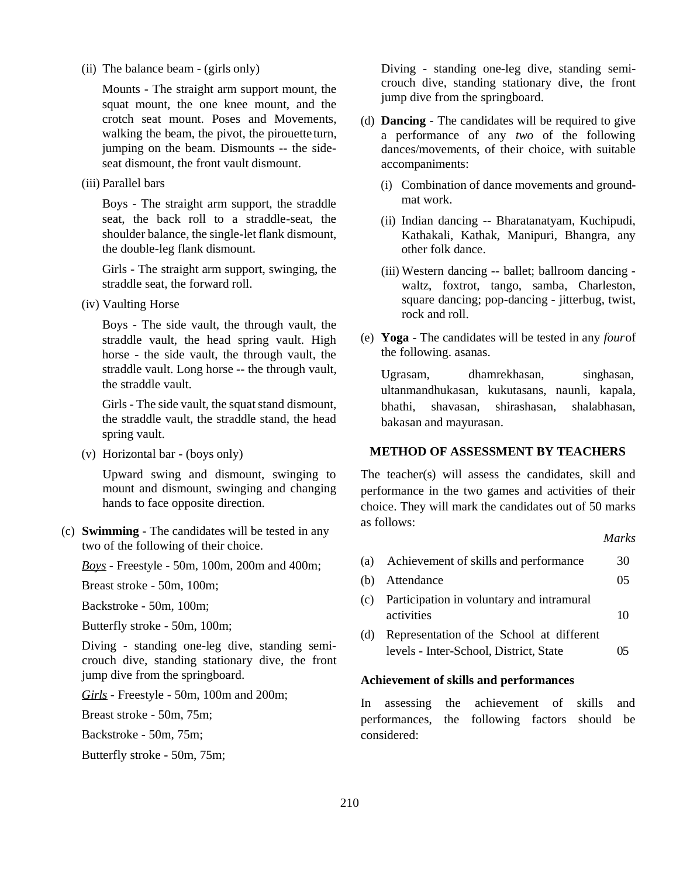(ii) The balance beam - (girls only)

Mounts - The straight arm support mount, the squat mount, the one knee mount, and the crotch seat mount. Poses and Movements, walking the beam, the pivot, the pirouette turn, jumping on the beam. Dismounts -- the side-seat dismount, the front vault dismount.

(iii) Parallel bars

Boys - The straight arm support, the straddle seat, the back roll to a straddle-seat, the shoulder balance, the single-let flank dismount, the double-leg flank dismount.

Girls - The straight arm support, swinging, the straddle seat, the forward roll.

(iv) Vaulting Horse

Boys - The side vault, the through vault, the straddle vault, the head spring vault. High horse - the side vault, the through vault, the straddle vault. Long horse -- the through vault, the straddle vault.

Girls - The side vault, the squat stand dismount, the straddle vault, the straddle stand, the head spring vault.

(v) Horizontal bar - (boys only)

Upward swing and dismount, swinging to mount and dismount, swinging and changing hands to face opposite direction.

(c) **Swimming** - The candidates will be tested in any two of the following of their choice.

<u>*Boys*</u> - Freestyle - 50m, 100m, 200m and 400m;

Breast stroke - 50m, 100m;

Backstroke - 50m, 100m;

Butterfly stroke - 50m, 100m;

Diving - standing one-leg dive, standing semi-crouch dive, standing stationary dive, the front jump dive from the springboard.

<u>*Girls*</u> - Freestyle - 50m, 100m and 200m;

Breast stroke - 50m, 75m;

Backstroke - 50m, 75m;

Butterfly stroke - 50m, 75m;

Diving - standing one-leg dive, standing semi-crouch dive, standing stationary dive, the front jump dive from the springboard.

(d) **Dancing** - The candidates will be required to give a performance of any *two* of the following dances/movements, of their choice, with suitable accompaniments:

(i) Combination of dance movements and ground-mat work.

(ii) Indian dancing -- Bharatanatyam, Kuchipudi, Kathakali, Kathak, Manipuri, Bhangra, any other folk dance.

(iii) Western dancing -- ballet; ballroom dancing - waltz, foxtrot, tango, samba, Charleston, square dancing; pop-dancing - jitterbug, twist, rock and roll.

(e) **Yoga** - The candidates will be tested in any *four* of the following. asanas.

Ugrasam, dhamrekhasan, singhasan, ultanmandhukasan, kukutasans, naunli, kapala, bhathi, shavasan, shirashasan, shalabhasan, bakasan and mayurasan.

### METHOD OF ASSESSMENT BY TEACHERS

The teacher(s) will assess the candidates, skill and performance in the two games and activities of their choice. They will mark the candidates out of 50 marks as follows:

| | | *Marks* |
|---|---|---|
| (a) | Achievement of skills and performance | 30 |
| (b) | Attendance | 05 |
| (c) | Participation in voluntary and intramural activities | 10 |
| (d) | Representation of the School at different levels - Inter-School, District, State | 05 |

### Achievement of skills and performances

In assessing the achievement of skills and performances, the following factors should be considered: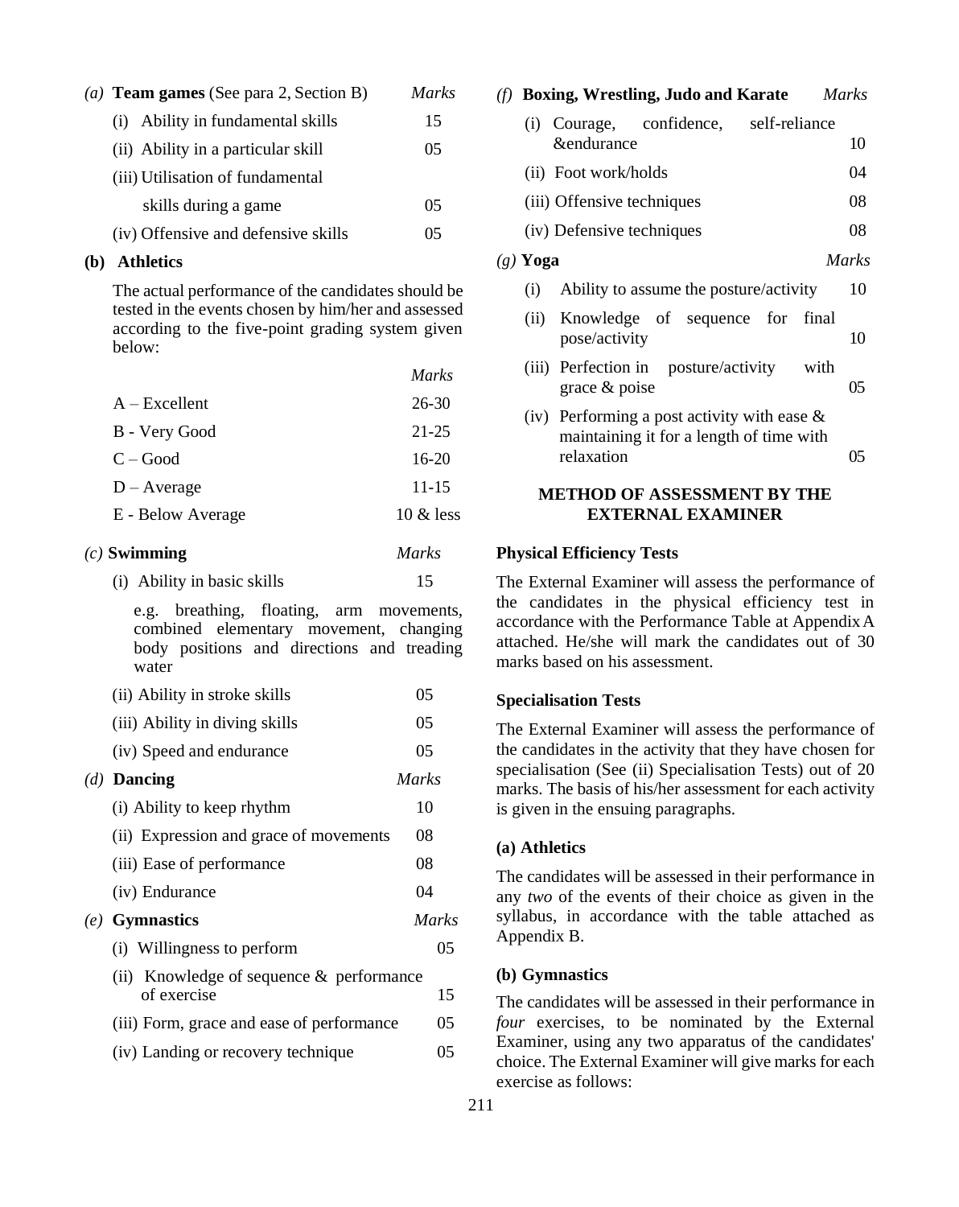*(a)* **Team games** (See para 2, Section B) *Marks*

| | Marks |
|---|---|
| (i) Ability in fundamental skills | 15 |
| (ii) Ability in a particular skill | 05 |
| (iii) Utilisation of fundamental skills during a game | 05 |
| (iv) Offensive and defensive skills | 05 |

**(b) Athletics**

The actual performance of the candidates should be tested in the events chosen by him/her and assessed according to the five-point grading system given below:

| | *Marks* |
|---|---|
| A – Excellent | 26-30 |
| B - Very Good | 21-25 |
| C – Good | 16-20 |
| D – Average | 11-15 |
| E - Below Average | 10 & less |

*(c)* **Swimming** *Marks*

| | Marks |
|---|---|
| (i) Ability in basic skills | 15 |
| e.g. breathing, floating, arm movements, combined elementary movement, changing body positions and directions and treading water | |
| (ii) Ability in stroke skills | 05 |
| (iii) Ability in diving skills | 05 |
| (iv) Speed and endurance | 05 |

*(d)* **Dancing** *Marks*

| | Marks |
|---|---|
| (i) Ability to keep rhythm | 10 |
| (ii) Expression and grace of movements | 08 |
| (iii) Ease of performance | 08 |
| (iv) Endurance | 04 |

*(e)* **Gymnastics** *Marks*

| | Marks |
|---|---|
| (i) Willingness to perform | 05 |
| (ii) Knowledge of sequence & performance of exercise | 15 |
| (iii) Form, grace and ease of performance | 05 |
| (iv) Landing or recovery technique | 05 |

*(f)* **Boxing, Wrestling, Judo and Karate** *Marks*

| | Marks |
|---|---|
| (i) Courage, confidence, self-reliance &endurance | 10 |
| (ii) Foot work/holds | 04 |
| (iii) Offensive techniques | 08 |
| (iv) Defensive techniques | 08 |

*(g)* **Yoga** *Marks*

| | Marks |
|---|---|
| (i) Ability to assume the posture/activity | 10 |
| (ii) Knowledge of sequence for final pose/activity | 10 |
| (iii) Perfection in posture/activity with grace & poise | 05 |
| (iv) Performing a post activity with ease & maintaining it for a length of time with relaxation | 05 |

## METHOD OF ASSESSMENT BY THE EXTERNAL EXAMINER

**Physical Efficiency Tests**

The External Examiner will assess the performance of the candidates in the physical efficiency test in accordance with the Performance Table at Appendix A attached. He/she will mark the candidates out of 30 marks based on his assessment.

**Specialisation Tests**

The External Examiner will assess the performance of the candidates in the activity that they have chosen for specialisation (See (ii) Specialisation Tests) out of 20 marks. The basis of his/her assessment for each activity is given in the ensuing paragraphs.

**(a) Athletics**

The candidates will be assessed in their performance in any *two* of the events of their choice as given in the syllabus, in accordance with the table attached as Appendix B.

**(b) Gymnastics**

The candidates will be assessed in their performance in *four* exercises, to be nominated by the External Examiner, using any two apparatus of the candidates' choice. The External Examiner will give marks for each exercise as follows: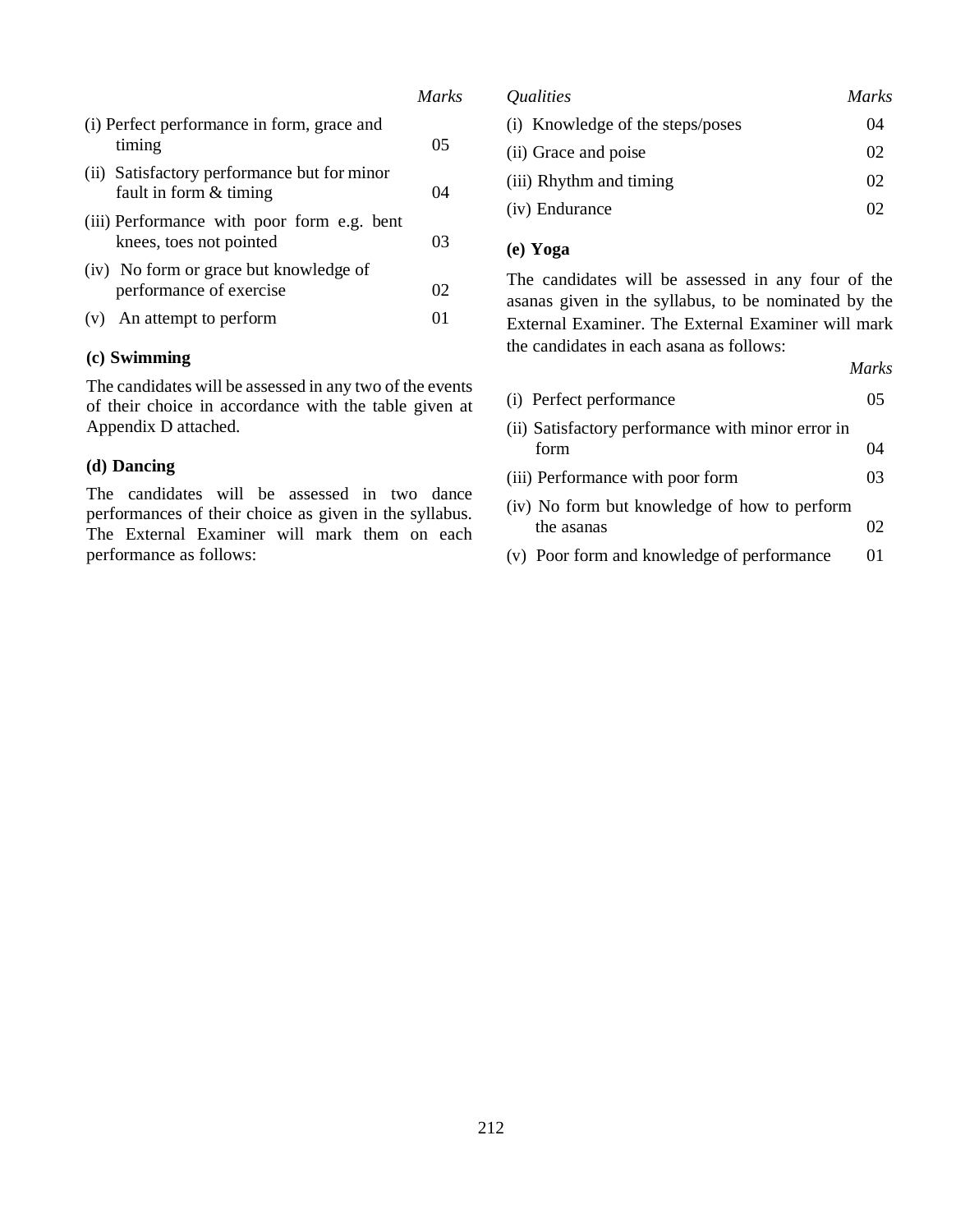| | Marks |
|---|---|
| (i) Perfect performance in form, grace and timing | 05 |
| (ii) Satisfactory performance but for minor fault in form & timing | 04 |
| (iii) Performance with poor form e.g. bent knees, toes not pointed | 03 |
| (iv) No form or grace but knowledge of performance of exercise | 02 |
| (v) An attempt to perform | 01 |

**(c) Swimming**

The candidates will be assessed in any two of the events of their choice in accordance with the table given at Appendix D attached.

**(d) Dancing**

The candidates will be assessed in two dance performances of their choice as given in the syllabus. The External Examiner will mark them on each performance as follows:

| *Qualities* | *Marks* |
|---|---|
| (i) Knowledge of the steps/poses | 04 |
| (ii) Grace and poise | 02 |
| (iii) Rhythm and timing | 02 |
| (iv) Endurance | 02 |

**(e) Yoga**

The candidates will be assessed in any four of the asanas given in the syllabus, to be nominated by the External Examiner. The External Examiner will mark the candidates in each asana as follows:

| | *Marks* |
|---|---|
| (i) Perfect performance | 05 |
| (ii) Satisfactory performance with minor error in form | 04 |
| (iii) Performance with poor form | 03 |
| (iv) No form but knowledge of how to perform the asanas | 02 |
| (v) Poor form and knowledge of performance | 01 |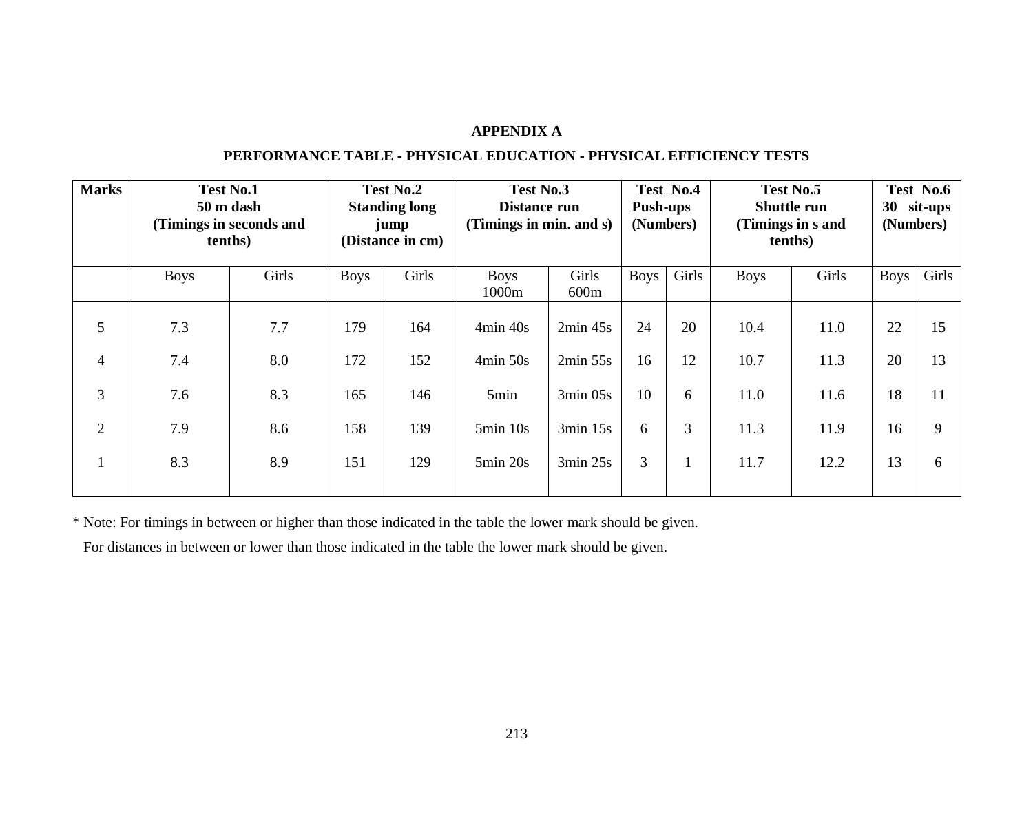## APPENDIX A

## PERFORMANCE TABLE - PHYSICAL EDUCATION - PHYSICAL EFFICIENCY TESTS

| Marks | Test No.1 50 m dash (Timings in seconds and tenths) | | Test No.2 Standing long jump (Distance in cm) | | Test No.3 Distance run (Timings in min. and s) | | Test No.4 Push-ups (Numbers) | | Test No.5 Shuttle run (Timings in s and tenths) | | Test No.6 30 sit-ups (Numbers) | |
|---|---|---|---|---|---|---|---|---|---|---|---|---|
| | Boys | Girls | Boys | Girls | Boys 1000m | Girls 600m | Boys | Girls | Boys | Girls | Boys | Girls |
| 5 | 7.3 | 7.7 | 179 | 164 | 4min 40s | 2min 45s | 24 | 20 | 10.4 | 11.0 | 22 | 15 |
| 4 | 7.4 | 8.0 | 172 | 152 | 4min 50s | 2min 55s | 16 | 12 | 10.7 | 11.3 | 20 | 13 |
| 3 | 7.6 | 8.3 | 165 | 146 | 5min | 3min 05s | 10 | 6 | 11.0 | 11.6 | 18 | 11 |
| 2 | 7.9 | 8.6 | 158 | 139 | 5min 10s | 3min 15s | 6 | 3 | 11.3 | 11.9 | 16 | 9 |
| 1 | 8.3 | 8.9 | 151 | 129 | 5min 20s | 3min 25s | 3 | 1 | 11.7 | 12.2 | 13 | 6 |

\* Note: For timings in between or higher than those indicated in the table the lower mark should be given.

For distances in between or lower than those indicated in the table the lower mark should be given.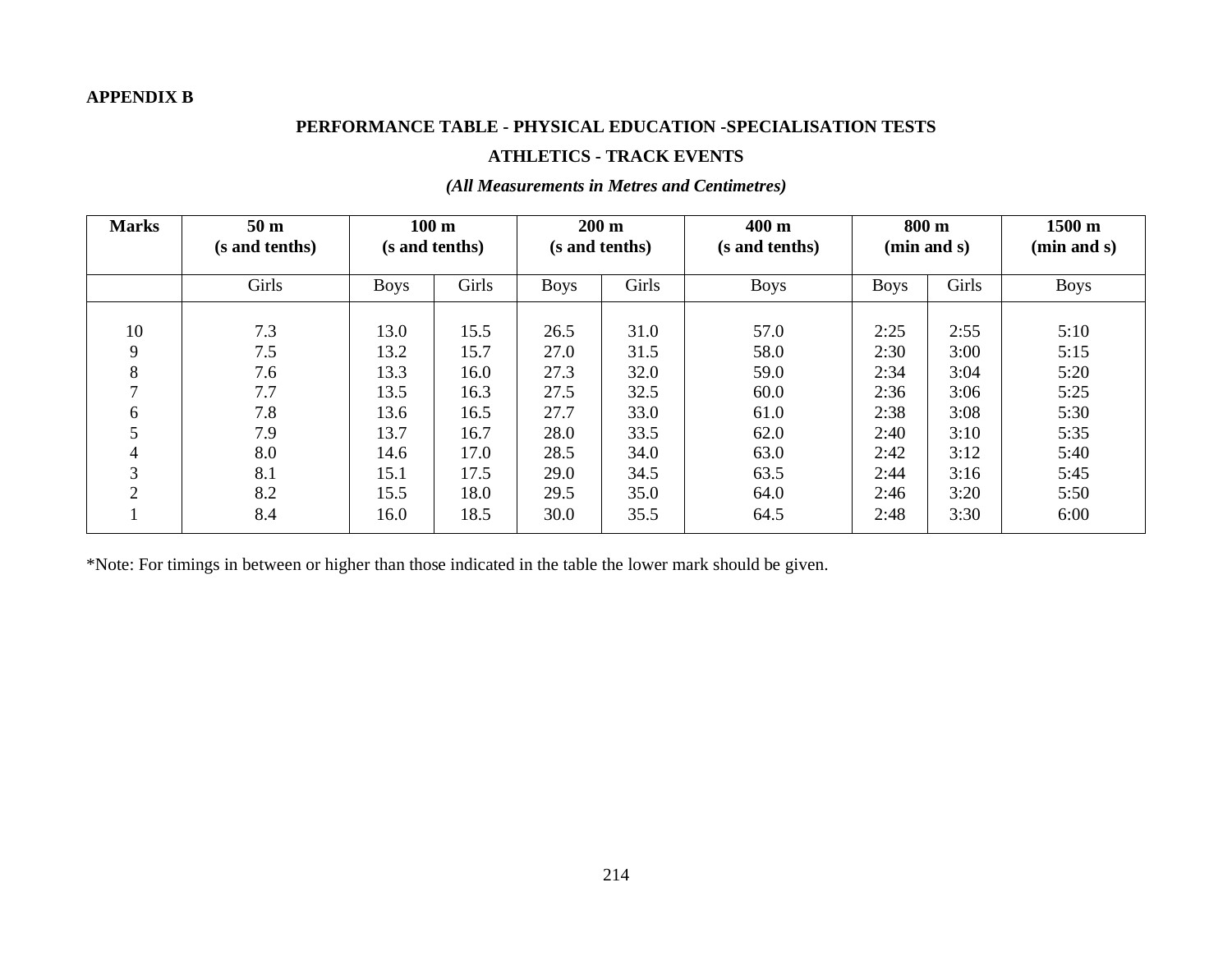**APPENDIX B**

**PERFORMANCE TABLE - PHYSICAL EDUCATION -SPECIALISATION TESTS**

**ATHLETICS - TRACK EVENTS**

***(All Measurements in Metres and Centimetres)***

| **Marks** | **50 m (s and tenths)** | **100 m (s and tenths)** | | **200 m (s and tenths)** | | **400 m (s and tenths)** | **800 m (min and s)** | | **1500 m (min and s)** |
|---|---|---|---|---|---|---|---|---|---|
| | Girls | Boys | Girls | Boys | Girls | Boys | Boys | Girls | Boys |
| 10 | 7.3 | 13.0 | 15.5 | 26.5 | 31.0 | 57.0 | 2:25 | 2:55 | 5:10 |
| 9 | 7.5 | 13.2 | 15.7 | 27.0 | 31.5 | 58.0 | 2:30 | 3:00 | 5:15 |
| 8 | 7.6 | 13.3 | 16.0 | 27.3 | 32.0 | 59.0 | 2:34 | 3:04 | 5:20 |
| 7 | 7.7 | 13.5 | 16.3 | 27.5 | 32.5 | 60.0 | 2:36 | 3:06 | 5:25 |
| 6 | 7.8 | 13.6 | 16.5 | 27.7 | 33.0 | 61.0 | 2:38 | 3:08 | 5:30 |
| 5 | 7.9 | 13.7 | 16.7 | 28.0 | 33.5 | 62.0 | 2:40 | 3:10 | 5:35 |
| 4 | 8.0 | 14.6 | 17.0 | 28.5 | 34.0 | 63.0 | 2:42 | 3:12 | 5:40 |
| 3 | 8.1 | 15.1 | 17.5 | 29.0 | 34.5 | 63.5 | 2:44 | 3:16 | 5:45 |
| 2 | 8.2 | 15.5 | 18.0 | 29.5 | 35.0 | 64.0 | 2:46 | 3:20 | 5:50 |
| 1 | 8.4 | 16.0 | 18.5 | 30.0 | 35.5 | 64.5 | 2:48 | 3:30 | 6:00 |

*Note: For timings in between or higher than those indicated in the table the lower mark should be given.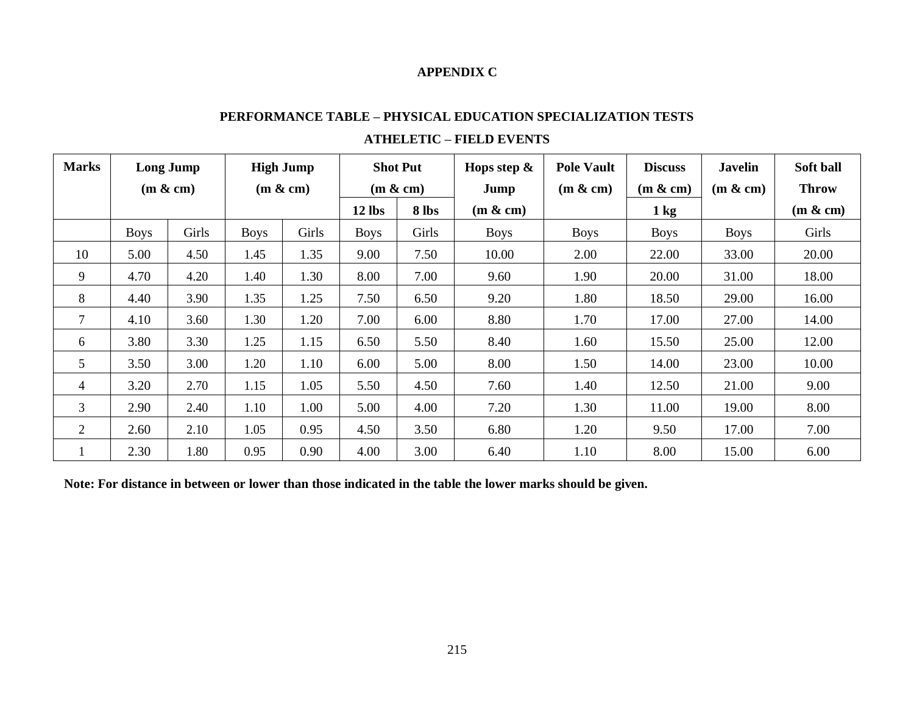**APPENDIX C**

**PERFORMANCE TABLE – PHYSICAL EDUCATION SPECIALIZATION TESTS**

**ATHELETIC – FIELD EVENTS**

| **Marks** | **Long Jump (m & cm)** | | **High Jump (m & cm)** | | **Shot Put (m & cm)** | | **Hops step & Jump (m & cm)** | **Pole Vault (m & cm)** | **Discuss (m & cm)** | **Javelin (m & cm)** | **Soft ball Throw (m & cm)** |
|---|---|---|---|---|---|---|---|---|---|---|---|
| | | | | | **12 lbs** | **8 lbs** | | | **1 kg** | | |
| | Boys | Girls | Boys | Girls | Boys | Girls | Boys | Boys | Boys | Boys | Girls |
| 10 | 5.00 | 4.50 | 1.45 | 1.35 | 9.00 | 7.50 | 10.00 | 2.00 | 22.00 | 33.00 | 20.00 |
| 9 | 4.70 | 4.20 | 1.40 | 1.30 | 8.00 | 7.00 | 9.60 | 1.90 | 20.00 | 31.00 | 18.00 |
| 8 | 4.40 | 3.90 | 1.35 | 1.25 | 7.50 | 6.50 | 9.20 | 1.80 | 18.50 | 29.00 | 16.00 |
| 7 | 4.10 | 3.60 | 1.30 | 1.20 | 7.00 | 6.00 | 8.80 | 1.70 | 17.00 | 27.00 | 14.00 |
| 6 | 3.80 | 3.30 | 1.25 | 1.15 | 6.50 | 5.50 | 8.40 | 1.60 | 15.50 | 25.00 | 12.00 |
| 5 | 3.50 | 3.00 | 1.20 | 1.10 | 6.00 | 5.00 | 8.00 | 1.50 | 14.00 | 23.00 | 10.00 |
| 4 | 3.20 | 2.70 | 1.15 | 1.05 | 5.50 | 4.50 | 7.60 | 1.40 | 12.50 | 21.00 | 9.00 |
| 3 | 2.90 | 2.40 | 1.10 | 1.00 | 5.00 | 4.00 | 7.20 | 1.30 | 11.00 | 19.00 | 8.00 |
| 2 | 2.60 | 2.10 | 1.05 | 0.95 | 4.50 | 3.50 | 6.80 | 1.20 | 9.50 | 17.00 | 7.00 |
| 1 | 2.30 | 1.80 | 0.95 | 0.90 | 4.00 | 3.00 | 6.40 | 1.10 | 8.00 | 15.00 | 6.00 |

**Note: For distance in between or lower than those indicated in the table the lower marks should be given.**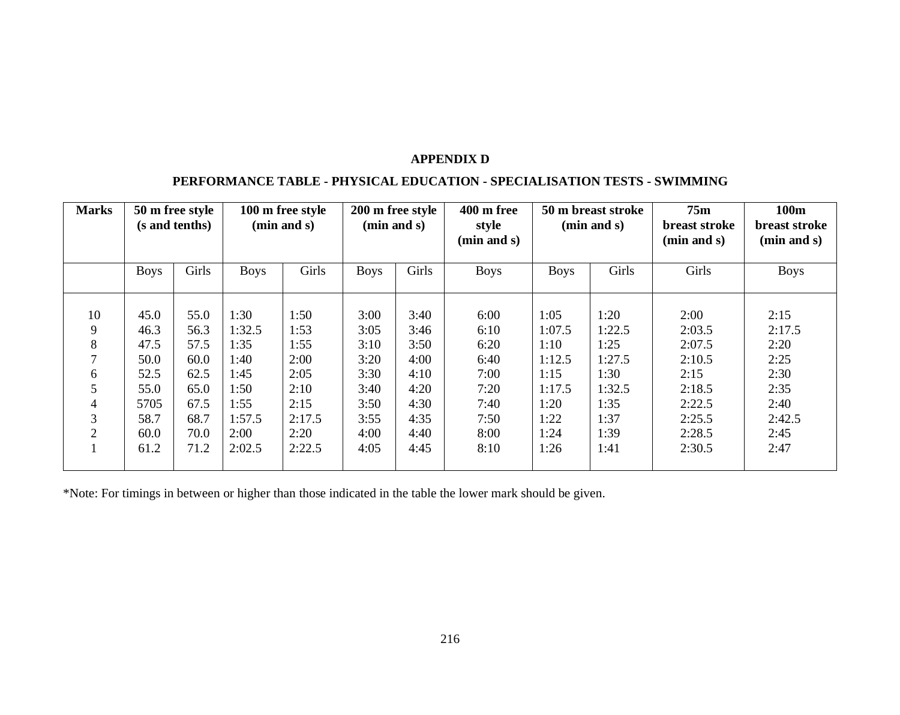**APPENDIX D**

**PERFORMANCE TABLE - PHYSICAL EDUCATION - SPECIALISATION TESTS - SWIMMING**

| Marks | 50 m free style (s and tenths) | | 100 m free style (min and s) | | 200 m free style (min and s) | | 400 m free style (min and s) | 50 m breast stroke (min and s) | | 75m breast stroke (min and s) | 100m breast stroke (min and s) |
|---|---|---|---|---|---|---|---|---|---|---|---|
| | Boys | Girls | Boys | Girls | Boys | Girls | Boys | Boys | Girls | Girls | Boys |
| 10 | 45.0 | 55.0 | 1:30 | 1:50 | 3:00 | 3:40 | 6:00 | 1:05 | 1:20 | 2:00 | 2:15 |
| 9 | 46.3 | 56.3 | 1:32.5 | 1:53 | 3:05 | 3:46 | 6:10 | 1:07.5 | 1:22.5 | 2:03.5 | 2:17.5 |
| 8 | 47.5 | 57.5 | 1:35 | 1:55 | 3:10 | 3:50 | 6:20 | 1:10 | 1:25 | 2:07.5 | 2:20 |
| 7 | 50.0 | 60.0 | 1:40 | 2:00 | 3:20 | 4:00 | 6:40 | 1:12.5 | 1:27.5 | 2:10.5 | 2:25 |
| 6 | 52.5 | 62.5 | 1:45 | 2:05 | 3:30 | 4:10 | 7:00 | 1:15 | 1:30 | 2:15 | 2:30 |
| 5 | 55.0 | 65.0 | 1:50 | 2:10 | 3:40 | 4:20 | 7:20 | 1:17.5 | 1:32.5 | 2:18.5 | 2:35 |
| 4 | 5705 | 67.5 | 1:55 | 2:15 | 3:50 | 4:30 | 7:40 | 1:20 | 1:35 | 2:22.5 | 2:40 |
| 3 | 58.7 | 68.7 | 1:57.5 | 2:17.5 | 3:55 | 4:35 | 7:50 | 1:22 | 1:37 | 2:25.5 | 2:42.5 |
| 2 | 60.0 | 70.0 | 2:00 | 2:20 | 4:00 | 4:40 | 8:00 | 1:24 | 1:39 | 2:28.5 | 2:45 |
| 1 | 61.2 | 71.2 | 2:02.5 | 2:22.5 | 4:05 | 4:45 | 8:10 | 1:26 | 1:41 | 2:30.5 | 2:47 |

*Note: For timings in between or higher than those indicated in the table the lower mark should be given.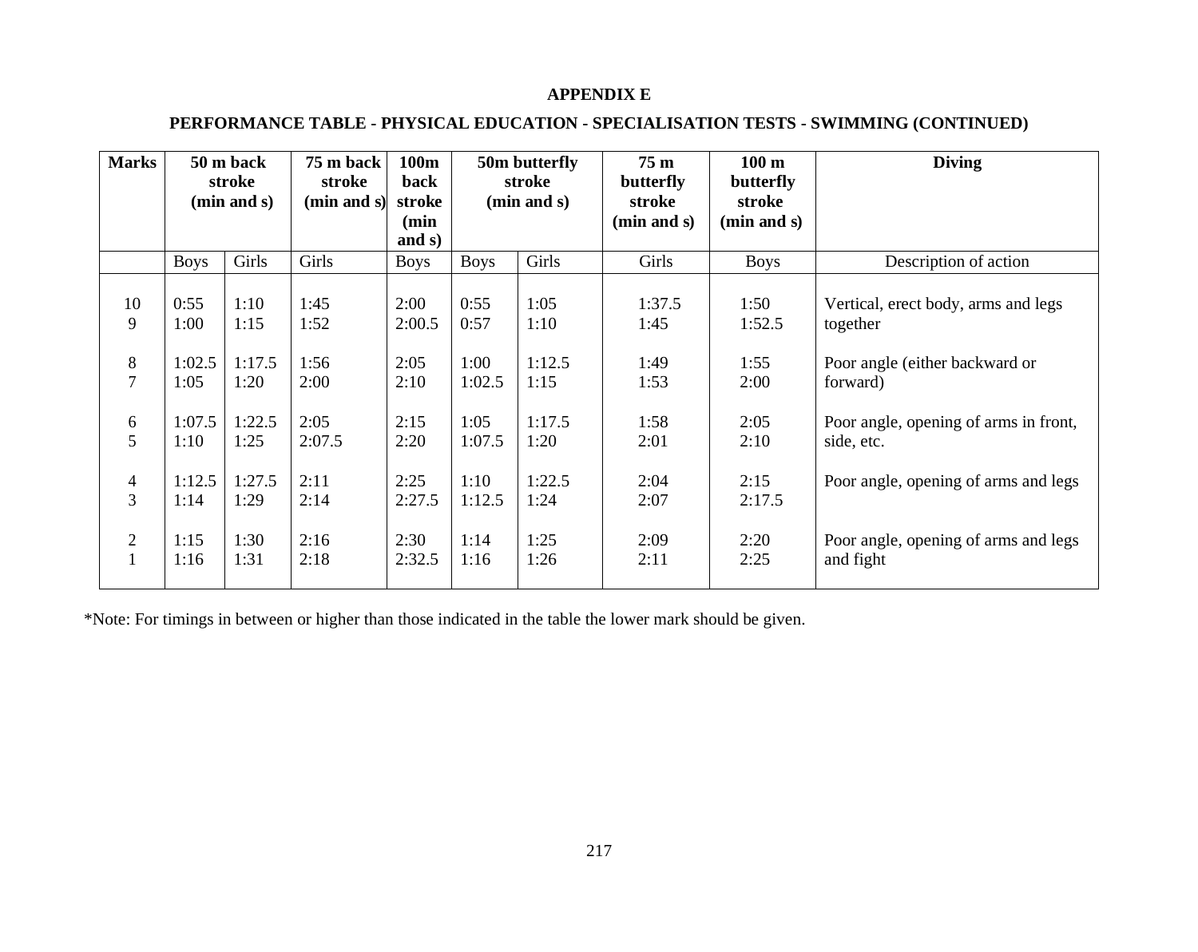**APPENDIX E**

**PERFORMANCE TABLE - PHYSICAL EDUCATION - SPECIALISATION TESTS - SWIMMING (CONTINUED)**

| Marks | 50 m back stroke (min and s) | | 75 m back stroke (min and s) | 100m back stroke (min and s) | 50m butterfly stroke (min and s) | | 75 m butterfly stroke (min and s) | 100 m butterfly stroke (min and s) | Diving |
|---|---|---|---|---|---|---|---|---|---|
| | Boys | Girls | Girls | Boys | Boys | Girls | Girls | Boys | Description of action |
| 10 | 0:55 | 1:10 | 1:45 | 2:00 | 0:55 | 1:05 | 1:37.5 | 1:50 | Vertical, erect body, arms and legs together |
| 9 | 1:00 | 1:15 | 1:52 | 2:00.5 | 0:57 | 1:10 | 1:45 | 1:52.5 | |
| 8 | 1:02.5 | 1:17.5 | 1:56 | 2:05 | 1:00 | 1:12.5 | 1:49 | 1:55 | Poor angle (either backward or forward) |
| 7 | 1:05 | 1:20 | 2:00 | 2:10 | 1:02.5 | 1:15 | 1:53 | 2:00 | |
| 6 | 1:07.5 | 1:22.5 | 2:05 | 2:15 | 1:05 | 1:17.5 | 1:58 | 2:05 | Poor angle, opening of arms in front, side, etc. |
| 5 | 1:10 | 1:25 | 2:07.5 | 2:20 | 1:07.5 | 1:20 | 2:01 | 2:10 | |
| 4 | 1:12.5 | 1:27.5 | 2:11 | 2:25 | 1:10 | 1:22.5 | 2:04 | 2:15 | Poor angle, opening of arms and legs |
| 3 | 1:14 | 1:29 | 2:14 | 2:27.5 | 1:12.5 | 1:24 | 2:07 | 2:17.5 | |
| 2 | 1:15 | 1:30 | 2:16 | 2:30 | 1:14 | 1:25 | 2:09 | 2:20 | Poor angle, opening of arms and legs and fight |
| 1 | 1:16 | 1:31 | 2:18 | 2:32.5 | 1:16 | 1:26 | 2:11 | 2:25 | |

*Note: For timings in between or higher than those indicated in the table the lower mark should be given.